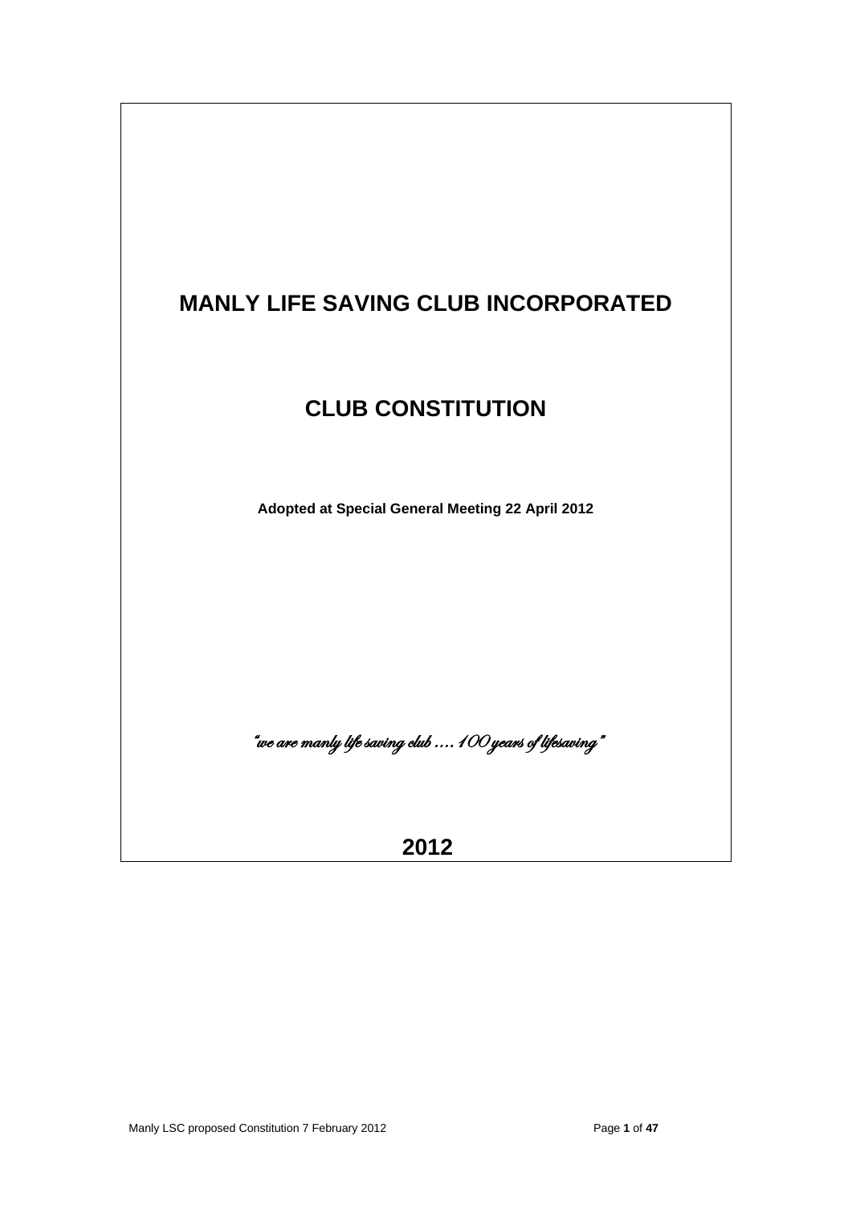# MANLY LIFE SAVING CLUB INCORPORATED

## CLUB CONSTITUTION

**Adopted at Special General Meeting 22 April 2012**

*"we are manly life saving club .... 100 years of lifesaving"*

**2012**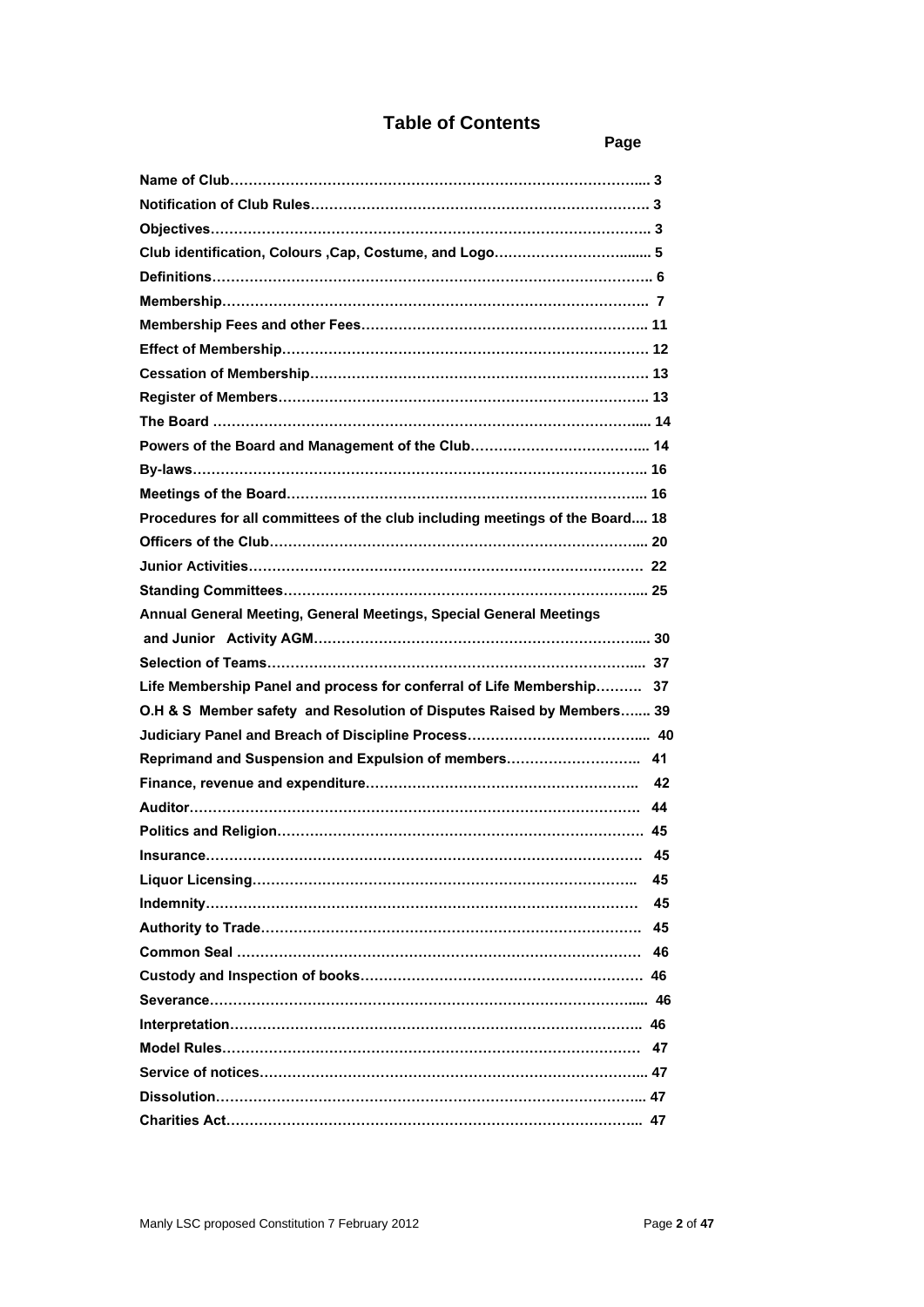# Table of Contents

| | Page |
|---|---|
| **Name of Club** | **3** |
| **Notification of Club Rules** | **3** |
| **Objectives** | **3** |
| **Club identification, Colours ,Cap, Costume, and Logo** | **5** |
| **Definitions** | **6** |
| **Membership** | **7** |
| **Membership Fees and other Fees** | **11** |
| **Effect of Membership** | **12** |
| **Cessation of Membership** | **13** |
| **Register of Members** | **13** |
| **The Board** | **14** |
| **Powers of the Board and Management of the Club** | **14** |
| **By-laws** | **16** |
| **Meetings of the Board** | **16** |
| **Procedures for all committees of the club including meetings of the Board** | **18** |
| **Officers of the Club** | **20** |
| **Junior Activities** | **22** |
| **Standing Committees** | **25** |
| **Annual General Meeting, General Meetings, Special General Meetings and Junior Activity AGM** | **30** |
| **Selection of Teams** | **37** |
| **Life Membership Panel and process for conferral of Life Membership** | **37** |
| **O.H & S Member safety and Resolution of Disputes Raised by Members** | **39** |
| **Judiciary Panel and Breach of Discipline Process** | **40** |
| **Reprimand and Suspension and Expulsion of members** | **41** |
| **Finance, revenue and expenditure** | **42** |
| **Auditor** | **44** |
| **Politics and Religion** | **45** |
| **Insurance** | **45** |
| **Liquor Licensing** | **45** |
| **Indemnity** | **45** |
| **Authority to Trade** | **45** |
| **Common Seal** | **46** |
| **Custody and Inspection of books** | **46** |
| **Severance** | **46** |
| **Interpretation** | **46** |
| **Model Rules** | **47** |
| **Service of notices** | **47** |
| **Dissolution** | **47** |
| **Charities Act** | **47** |

Manly LSC proposed Constitution 7 February 2012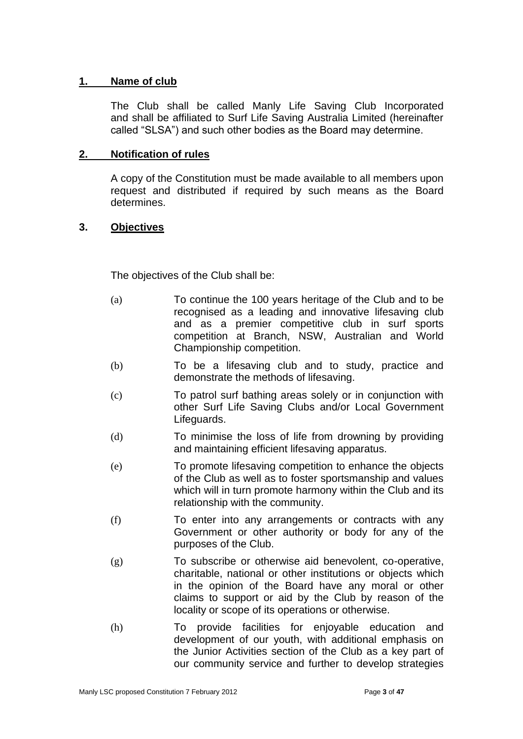## 1. Name of club

The Club shall be called Manly Life Saving Club Incorporated and shall be affiliated to Surf Life Saving Australia Limited (hereinafter called "SLSA") and such other bodies as the Board may determine.

## 2. Notification of rules

A copy of the Constitution must be made available to all members upon request and distributed if required by such means as the Board determines.

## 3. Objectives

The objectives of the Club shall be:

(a) To continue the 100 years heritage of the Club and to be recognised as a leading and innovative lifesaving club and as a premier competitive club in surf sports competition at Branch, NSW, Australian and World Championship competition.

(b) To be a lifesaving club and to study, practice and demonstrate the methods of lifesaving.

(c) To patrol surf bathing areas solely or in conjunction with other Surf Life Saving Clubs and/or Local Government Lifeguards.

(d) To minimise the loss of life from drowning by providing and maintaining efficient lifesaving apparatus.

(e) To promote lifesaving competition to enhance the objects of the Club as well as to foster sportsmanship and values which will in turn promote harmony within the Club and its relationship with the community.

(f) To enter into any arrangements or contracts with any Government or other authority or body for any of the purposes of the Club.

(g) To subscribe or otherwise aid benevolent, co-operative, charitable, national or other institutions or objects which in the opinion of the Board have any moral or other claims to support or aid by the Club by reason of the locality or scope of its operations or otherwise.

(h) To provide facilities for enjoyable education and development of our youth, with additional emphasis on the Junior Activities section of the Club as a key part of our community service and further to develop strategies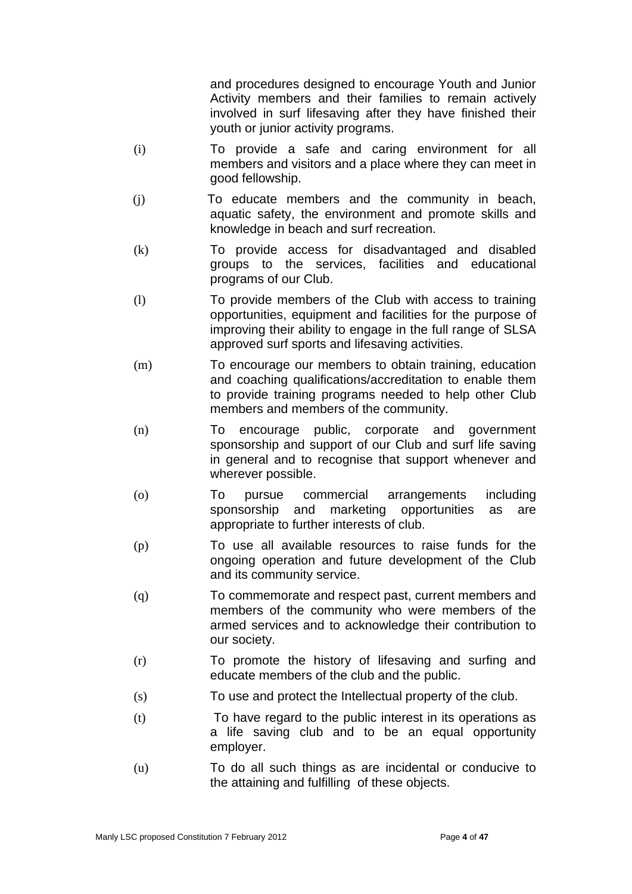and procedures designed to encourage Youth and Junior Activity members and their families to remain actively involved in surf lifesaving after they have finished their youth or junior activity programs.

(i) To provide a safe and caring environment for all members and visitors and a place where they can meet in good fellowship.

(j) To educate members and the community in beach, aquatic safety, the environment and promote skills and knowledge in beach and surf recreation.

(k) To provide access for disadvantaged and disabled groups to the services, facilities and educational programs of our Club.

(l) To provide members of the Club with access to training opportunities, equipment and facilities for the purpose of improving their ability to engage in the full range of SLSA approved surf sports and lifesaving activities.

(m) To encourage our members to obtain training, education and coaching qualifications/accreditation to enable them to provide training programs needed to help other Club members and members of the community.

(n) To encourage public, corporate and government sponsorship and support of our Club and surf life saving in general and to recognise that support whenever and wherever possible.

(o) To pursue commercial arrangements including sponsorship and marketing opportunities as are appropriate to further interests of club.

(p) To use all available resources to raise funds for the ongoing operation and future development of the Club and its community service.

(q) To commemorate and respect past, current members and members of the community who were members of the armed services and to acknowledge their contribution to our society.

(r) To promote the history of lifesaving and surfing and educate members of the club and the public.

(s) To use and protect the Intellectual property of the club.

(t) To have regard to the public interest in its operations as a life saving club and to be an equal opportunity employer.

(u) To do all such things as are incidental or conducive to the attaining and fulfilling of these objects.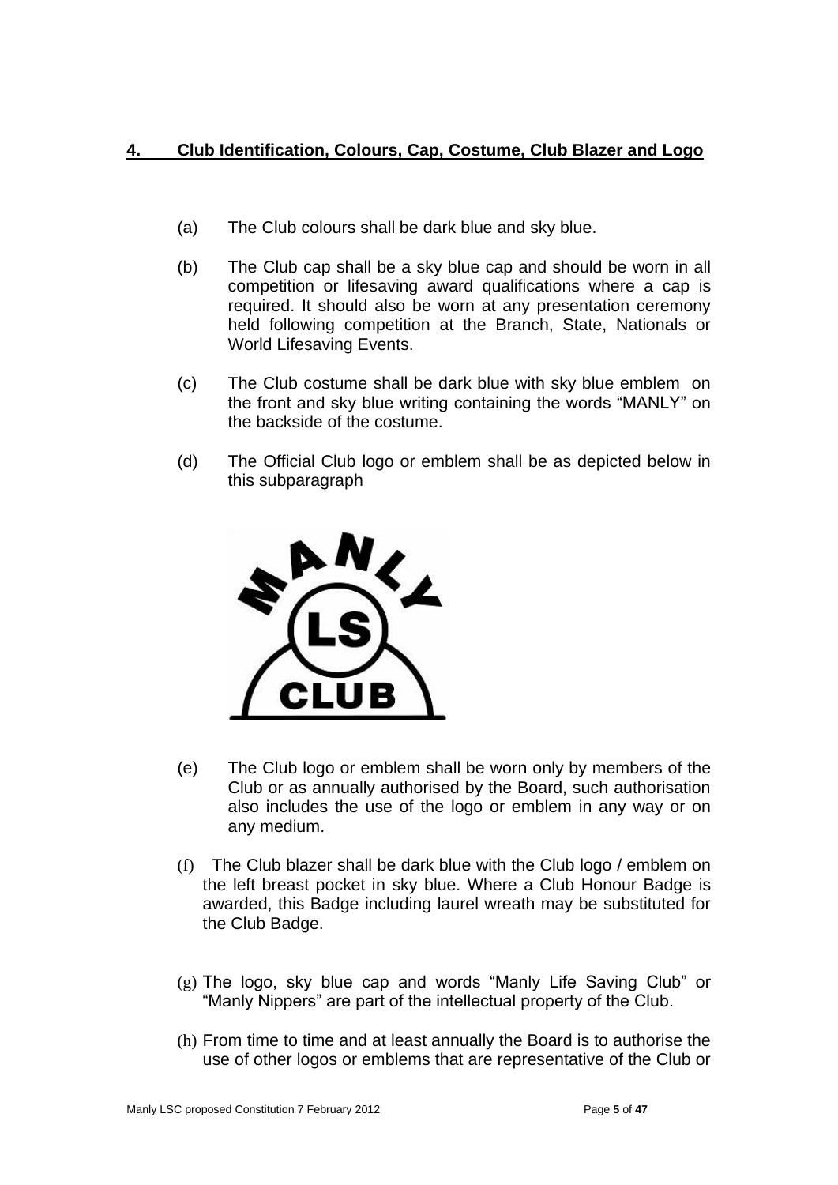## 4. Club Identification, Colours, Cap, Costume, Club Blazer and Logo

(a) The Club colours shall be dark blue and sky blue.

(b) The Club cap shall be a sky blue cap and should be worn in all competition or lifesaving award qualifications where a cap is required. It should also be worn at any presentation ceremony held following competition at the Branch, State, Nationals or World Lifesaving Events.

(c) The Club costume shall be dark blue with sky blue emblem on the front and sky blue writing containing the words "MANLY" on the backside of the costume.

(d) The Official Club logo or emblem shall be as depicted below in this subparagraph

(e) The Club logo or emblem shall be worn only by members of the Club or as annually authorised by the Board, such authorisation also includes the use of the logo or emblem in any way or on any medium.

(f) The Club blazer shall be dark blue with the Club logo / emblem on the left breast pocket in sky blue. Where a Club Honour Badge is awarded, this Badge including laurel wreath may be substituted for the Club Badge.

(g) The logo, sky blue cap and words "Manly Life Saving Club" or "Manly Nippers" are part of the intellectual property of the Club.

(h) From time to time and at least annually the Board is to authorise the use of other logos or emblems that are representative of the Club or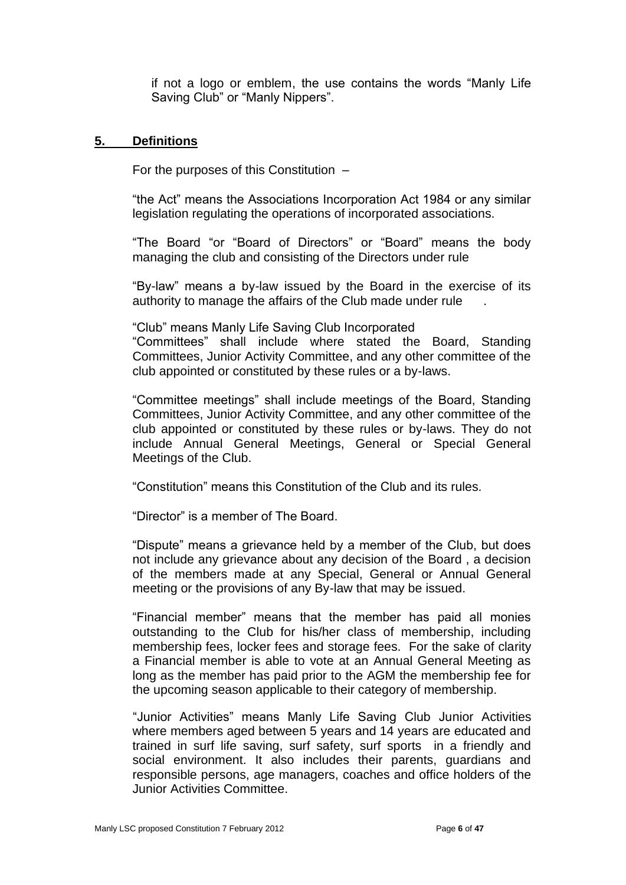if not a logo or emblem, the use contains the words “Manly Life Saving Club” or “Manly Nippers”.

## 5. Definitions

For the purposes of this Constitution –

“the Act” means the Associations Incorporation Act 1984 or any similar legislation regulating the operations of incorporated associations.

“The Board “or “Board of Directors” or “Board” means the body managing the club and consisting of the Directors under rule

“By-law” means a by-law issued by the Board in the exercise of its authority to manage the affairs of the Club made under rule .

“Club” means Manly Life Saving Club Incorporated

“Committees” shall include where stated the Board, Standing Committees, Junior Activity Committee, and any other committee of the club appointed or constituted by these rules or a by-laws.

“Committee meetings” shall include meetings of the Board, Standing Committees, Junior Activity Committee, and any other committee of the club appointed or constituted by these rules or by-laws. They do not include Annual General Meetings, General or Special General Meetings of the Club.

“Constitution” means this Constitution of the Club and its rules.

“Director” is a member of The Board.

“Dispute” means a grievance held by a member of the Club, but does not include any grievance about any decision of the Board , a decision of the members made at any Special, General or Annual General meeting or the provisions of any By-law that may be issued.

“Financial member” means that the member has paid all monies outstanding to the Club for his/her class of membership, including membership fees, locker fees and storage fees. For the sake of clarity a Financial member is able to vote at an Annual General Meeting as long as the member has paid prior to the AGM the membership fee for the upcoming season applicable to their category of membership.

“Junior Activities” means Manly Life Saving Club Junior Activities where members aged between 5 years and 14 years are educated and trained in surf life saving, surf safety, surf sports in a friendly and social environment. It also includes their parents, guardians and responsible persons, age managers, coaches and office holders of the Junior Activities Committee.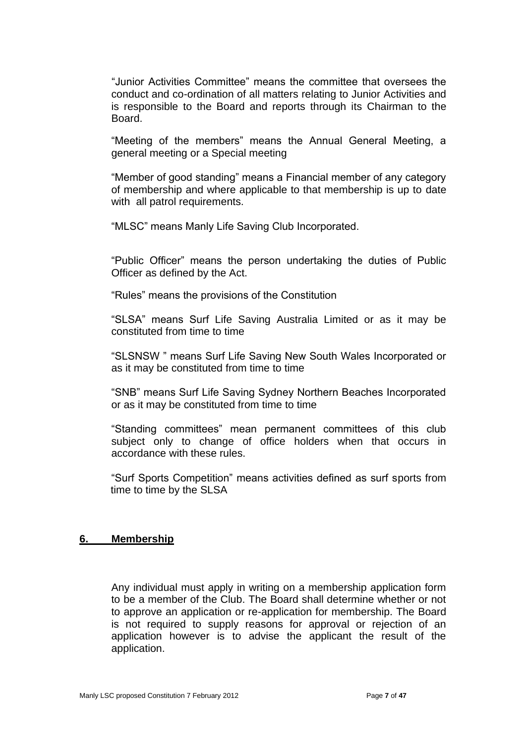"Junior Activities Committee" means the committee that oversees the conduct and co-ordination of all matters relating to Junior Activities and is responsible to the Board and reports through its Chairman to the Board.

"Meeting of the members" means the Annual General Meeting, a general meeting or a Special meeting

"Member of good standing" means a Financial member of any category of membership and where applicable to that membership is up to date with all patrol requirements.

"MLSC" means Manly Life Saving Club Incorporated.

"Public Officer" means the person undertaking the duties of Public Officer as defined by the Act.

"Rules" means the provisions of the Constitution

"SLSA" means Surf Life Saving Australia Limited or as it may be constituted from time to time

"SLSNSW " means Surf Life Saving New South Wales Incorporated or as it may be constituted from time to time

"SNB" means Surf Life Saving Sydney Northern Beaches Incorporated or as it may be constituted from time to time

"Standing committees" mean permanent committees of this club subject only to change of office holders when that occurs in accordance with these rules.

"Surf Sports Competition" means activities defined as surf sports from time to time by the SLSA

## 6. Membership

Any individual must apply in writing on a membership application form to be a member of the Club. The Board shall determine whether or not to approve an application or re-application for membership. The Board is not required to supply reasons for approval or rejection of an application however is to advise the applicant the result of the application.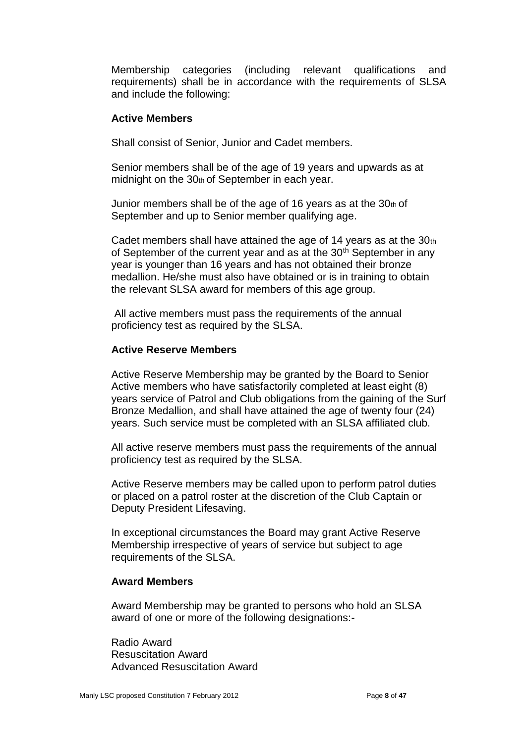Membership categories (including relevant qualifications and requirements) shall be in accordance with the requirements of SLSA and include the following:

**Active Members**

Shall consist of Senior, Junior and Cadet members.

Senior members shall be of the age of 19 years and upwards as at midnight on the 30th of September in each year.

Junior members shall be of the age of 16 years as at the 30th of September and up to Senior member qualifying age.

Cadet members shall have attained the age of 14 years as at the 30th of September of the current year and as at the 30th September in any year is younger than 16 years and has not obtained their bronze medallion. He/she must also have obtained or is in training to obtain the relevant SLSA award for members of this age group.

All active members must pass the requirements of the annual proficiency test as required by the SLSA.

**Active Reserve Members**

Active Reserve Membership may be granted by the Board to Senior Active members who have satisfactorily completed at least eight (8) years service of Patrol and Club obligations from the gaining of the Surf Bronze Medallion, and shall have attained the age of twenty four (24) years. Such service must be completed with an SLSA affiliated club.

All active reserve members must pass the requirements of the annual proficiency test as required by the SLSA.

Active Reserve members may be called upon to perform patrol duties or placed on a patrol roster at the discretion of the Club Captain or Deputy President Lifesaving.

In exceptional circumstances the Board may grant Active Reserve Membership irrespective of years of service but subject to age requirements of the SLSA.

**Award Members**

Award Membership may be granted to persons who hold an SLSA award of one or more of the following designations:-

Radio Award
Resuscitation Award
Advanced Resuscitation Award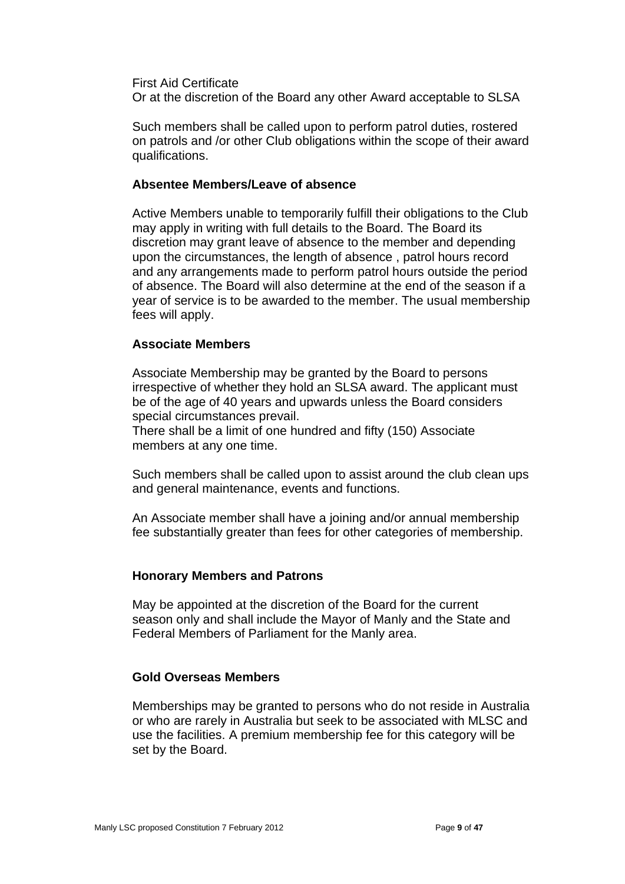First Aid Certificate
Or at the discretion of the Board any other Award acceptable to SLSA

Such members shall be called upon to perform patrol duties, rostered on patrols and /or other Club obligations within the scope of their award qualifications.

### Absentee Members/Leave of absence

Active Members unable to temporarily fulfill their obligations to the Club may apply in writing with full details to the Board. The Board its discretion may grant leave of absence to the member and depending upon the circumstances, the length of absence , patrol hours record and any arrangements made to perform patrol hours outside the period of absence. The Board will also determine at the end of the season if a year of service is to be awarded to the member. The usual membership fees will apply.

### Associate Members

Associate Membership may be granted by the Board to persons irrespective of whether they hold an SLSA award. The applicant must be of the age of 40 years and upwards unless the Board considers special circumstances prevail.
There shall be a limit of one hundred and fifty (150) Associate members at any one time.

Such members shall be called upon to assist around the club clean ups and general maintenance, events and functions.

An Associate member shall have a joining and/or annual membership fee substantially greater than fees for other categories of membership.

### Honorary Members and Patrons

May be appointed at the discretion of the Board for the current season only and shall include the Mayor of Manly and the State and Federal Members of Parliament for the Manly area.

### Gold Overseas Members

Memberships may be granted to persons who do not reside in Australia or who are rarely in Australia but seek to be associated with MLSC and use the facilities. A premium membership fee for this category will be set by the Board.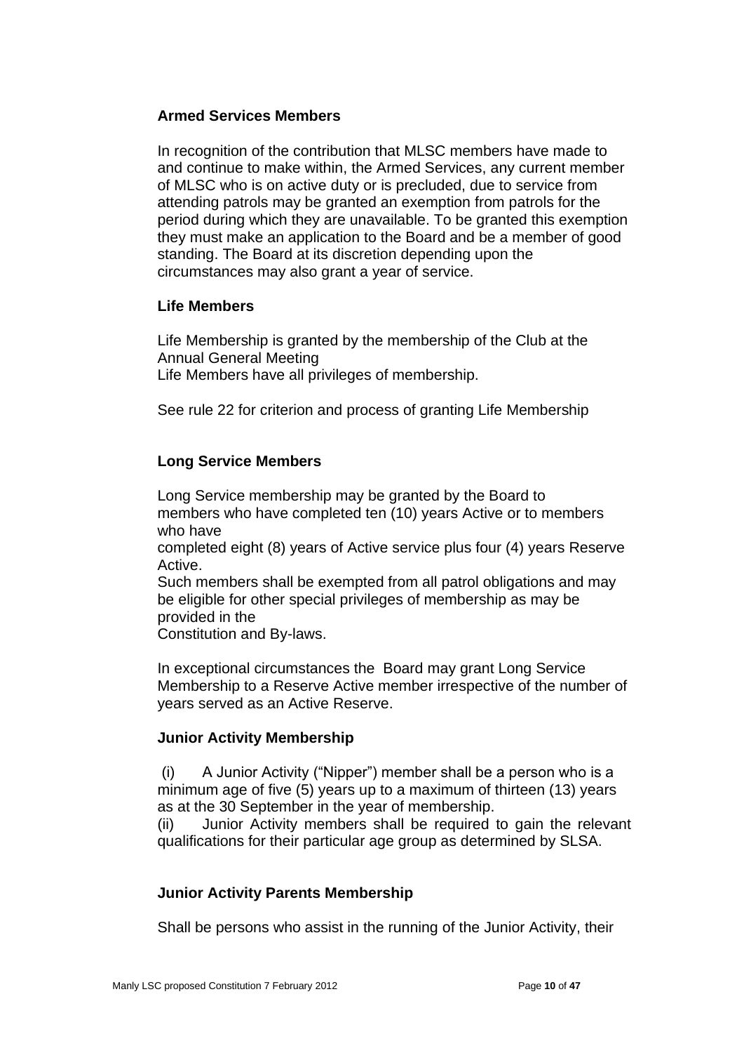**Armed Services Members**

In recognition of the contribution that MLSC members have made to and continue to make within, the Armed Services, any current member of MLSC who is on active duty or is precluded, due to service from attending patrols may be granted an exemption from patrols for the period during which they are unavailable. To be granted this exemption they must make an application to the Board and be a member of good standing. The Board at its discretion depending upon the circumstances may also grant a year of service.

**Life Members**

Life Membership is granted by the membership of the Club at the Annual General Meeting
Life Members have all privileges of membership.

See rule 22 for criterion and process of granting Life Membership

**Long Service Members**

Long Service membership may be granted by the Board to members who have completed ten (10) years Active or to members who have completed eight (8) years of Active service plus four (4) years Reserve Active.
Such members shall be exempted from all patrol obligations and may be eligible for other special privileges of membership as may be provided in the Constitution and By-laws.

In exceptional circumstances the Board may grant Long Service Membership to a Reserve Active member irrespective of the number of years served as an Active Reserve.

**Junior Activity Membership**

(i) A Junior Activity ("Nipper") member shall be a person who is a minimum age of five (5) years up to a maximum of thirteen (13) years as at the 30 September in the year of membership.
(ii) Junior Activity members shall be required to gain the relevant qualifications for their particular age group as determined by SLSA.

**Junior Activity Parents Membership**

Shall be persons who assist in the running of the Junior Activity, their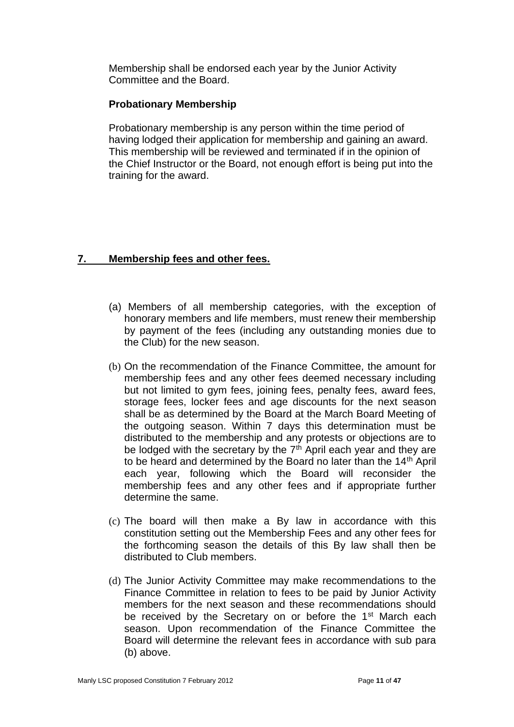Membership shall be endorsed each year by the Junior Activity Committee and the Board.

**Probationary Membership**

Probationary membership is any person within the time period of having lodged their application for membership and gaining an award. This membership will be reviewed and terminated if in the opinion of the Chief Instructor or the Board, not enough effort is being put into the training for the award.

## 7. Membership fees and other fees.

(a) Members of all membership categories, with the exception of honorary members and life members, must renew their membership by payment of the fees (including any outstanding monies due to the Club) for the new season.

(b) On the recommendation of the Finance Committee, the amount for membership fees and any other fees deemed necessary including but not limited to gym fees, joining fees, penalty fees, award fees, storage fees, locker fees and age discounts for the next season shall be as determined by the Board at the March Board Meeting of the outgoing season. Within 7 days this determination must be distributed to the membership and any protests or objections are to be lodged with the secretary by the 7th April each year and they are to be heard and determined by the Board no later than the 14th April each year, following which the Board will reconsider the membership fees and any other fees and if appropriate further determine the same.

(c) The board will then make a By law in accordance with this constitution setting out the Membership Fees and any other fees for the forthcoming season the details of this By law shall then be distributed to Club members.

(d) The Junior Activity Committee may make recommendations to the Finance Committee in relation to fees to be paid by Junior Activity members for the next season and these recommendations should be received by the Secretary on or before the 1st March each season. Upon recommendation of the Finance Committee the Board will determine the relevant fees in accordance with sub para (b) above.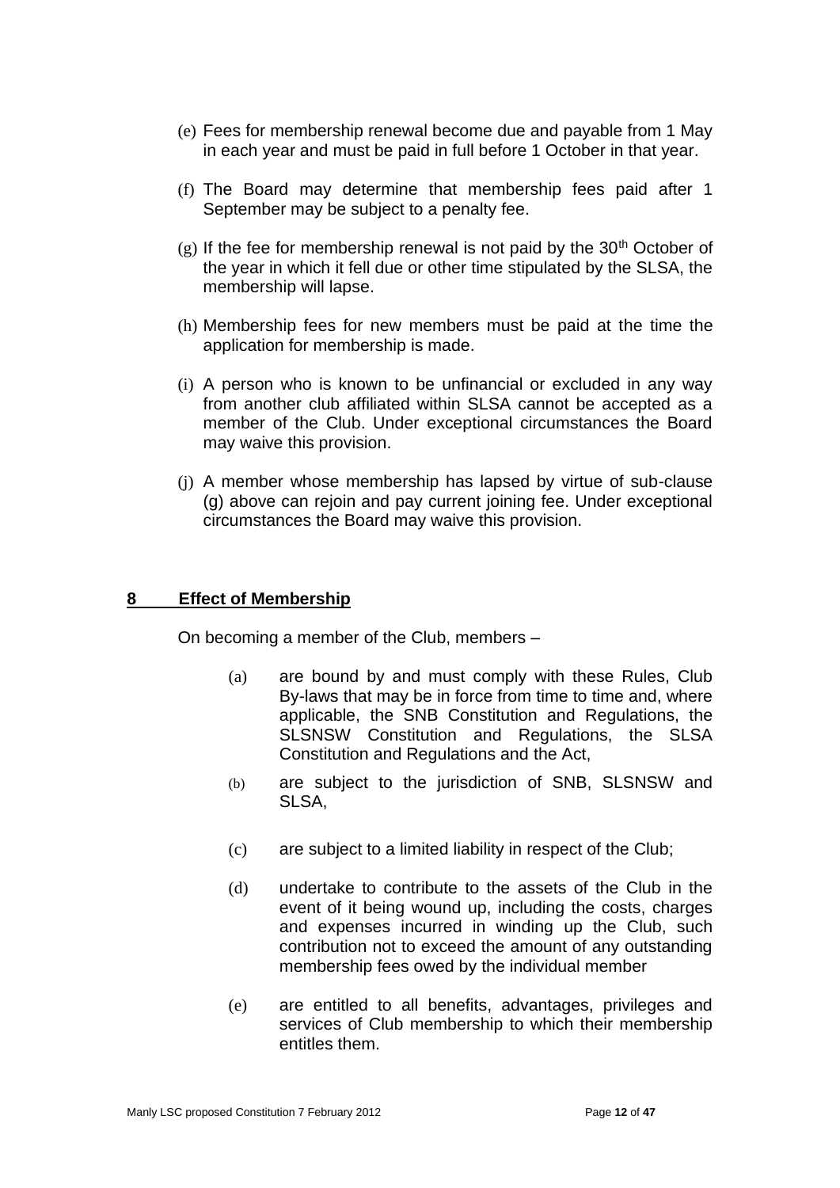(e) Fees for membership renewal become due and payable from 1 May in each year and must be paid in full before 1 October in that year.

(f) The Board may determine that membership fees paid after 1 September may be subject to a penalty fee.

(g) If the fee for membership renewal is not paid by the 30th October of the year in which it fell due or other time stipulated by the SLSA, the membership will lapse.

(h) Membership fees for new members must be paid at the time the application for membership is made.

(i) A person who is known to be unfinancial or excluded in any way from another club affiliated within SLSA cannot be accepted as a member of the Club. Under exceptional circumstances the Board may waive this provision.

(j) A member whose membership has lapsed by virtue of sub-clause (g) above can rejoin and pay current joining fee. Under exceptional circumstances the Board may waive this provision.

## 8 Effect of Membership

On becoming a member of the Club, members –

(a) are bound by and must comply with these Rules, Club By-laws that may be in force from time to time and, where applicable, the SNB Constitution and Regulations, the SLSNSW Constitution and Regulations, the SLSA Constitution and Regulations and the Act,

(b) are subject to the jurisdiction of SNB, SLSNSW and SLSA,

(c) are subject to a limited liability in respect of the Club;

(d) undertake to contribute to the assets of the Club in the event of it being wound up, including the costs, charges and expenses incurred in winding up the Club, such contribution not to exceed the amount of any outstanding membership fees owed by the individual member

(e) are entitled to all benefits, advantages, privileges and services of Club membership to which their membership entitles them.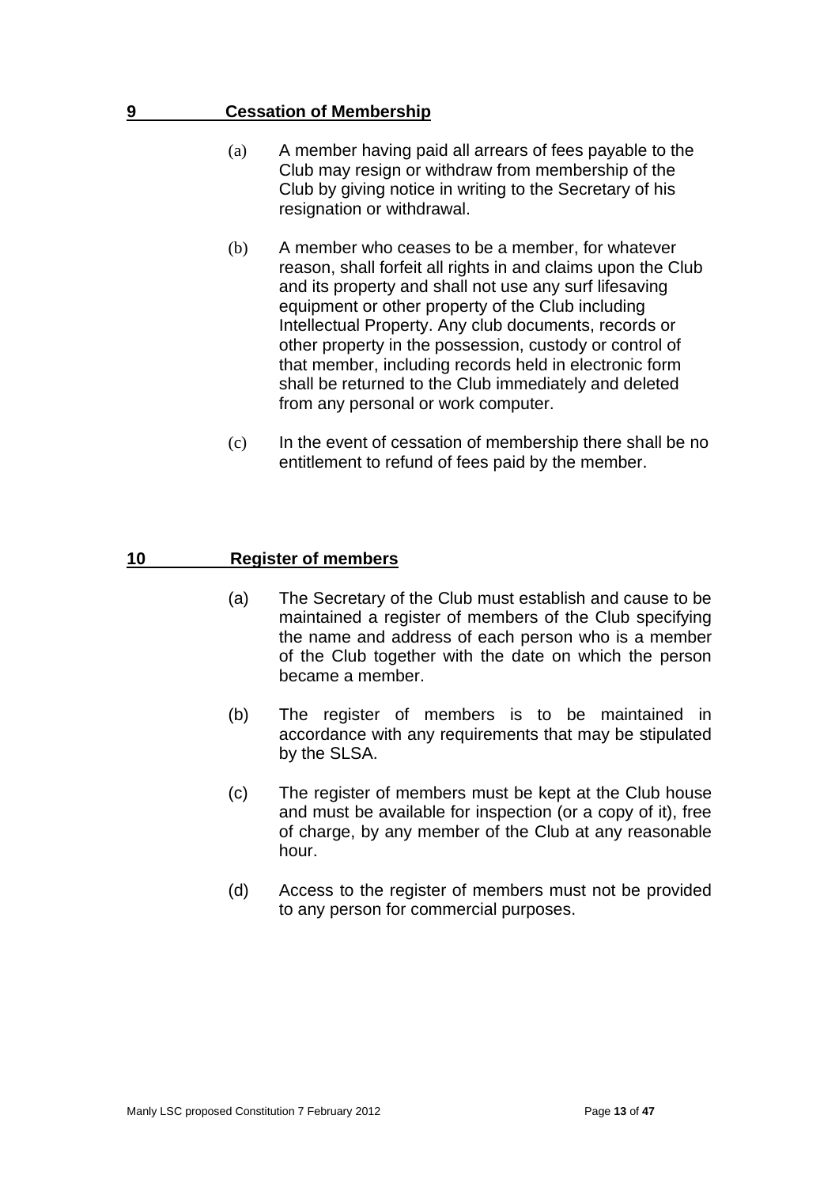## 9 Cessation of Membership

(a) A member having paid all arrears of fees payable to the Club may resign or withdraw from membership of the Club by giving notice in writing to the Secretary of his resignation or withdrawal.

(b) A member who ceases to be a member, for whatever reason, shall forfeit all rights in and claims upon the Club and its property and shall not use any surf lifesaving equipment or other property of the Club including Intellectual Property. Any club documents, records or other property in the possession, custody or control of that member, including records held in electronic form shall be returned to the Club immediately and deleted from any personal or work computer.

(c) In the event of cessation of membership there shall be no entitlement to refund of fees paid by the member.

## 10 Register of members

(a) The Secretary of the Club must establish and cause to be maintained a register of members of the Club specifying the name and address of each person who is a member of the Club together with the date on which the person became a member.

(b) The register of members is to be maintained in accordance with any requirements that may be stipulated by the SLSA.

(c) The register of members must be kept at the Club house and must be available for inspection (or a copy of it), free of charge, by any member of the Club at any reasonable hour.

(d) Access to the register of members must not be provided to any person for commercial purposes.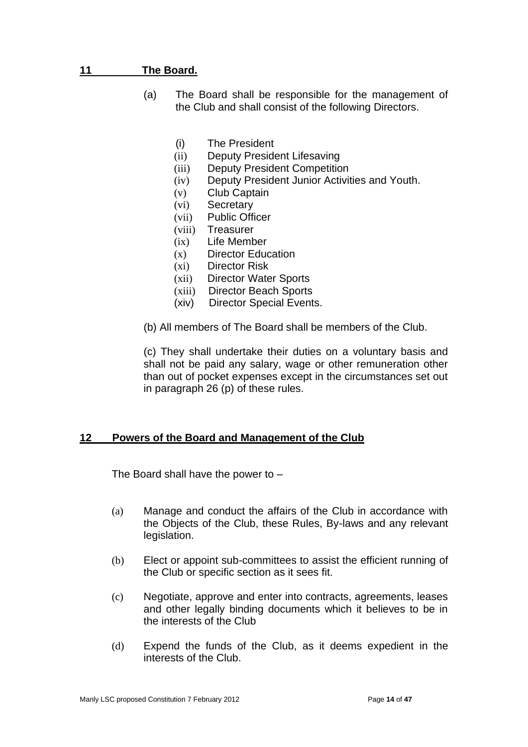## 11 The Board.

(a) The Board shall be responsible for the management of the Club and shall consist of the following Directors.

(i) The President
(ii) Deputy President Lifesaving
(iii) Deputy President Competition
(iv) Deputy President Junior Activities and Youth.
(v) Club Captain
(vi) Secretary
(vii) Public Officer
(viii) Treasurer
(ix) Life Member
(x) Director Education
(xi) Director Risk
(xii) Director Water Sports
(xiii) Director Beach Sports
(xiv) Director Special Events.

(b) All members of The Board shall be members of the Club.

(c) They shall undertake their duties on a voluntary basis and shall not be paid any salary, wage or other remuneration other than out of pocket expenses except in the circumstances set out in paragraph 26 (p) of these rules.

## 12 Powers of the Board and Management of the Club

The Board shall have the power to –

(a) Manage and conduct the affairs of the Club in accordance with the Objects of the Club, these Rules, By-laws and any relevant legislation.

(b) Elect or appoint sub-committees to assist the efficient running of the Club or specific section as it sees fit.

(c) Negotiate, approve and enter into contracts, agreements, leases and other legally binding documents which it believes to be in the interests of the Club

(d) Expend the funds of the Club, as it deems expedient in the interests of the Club.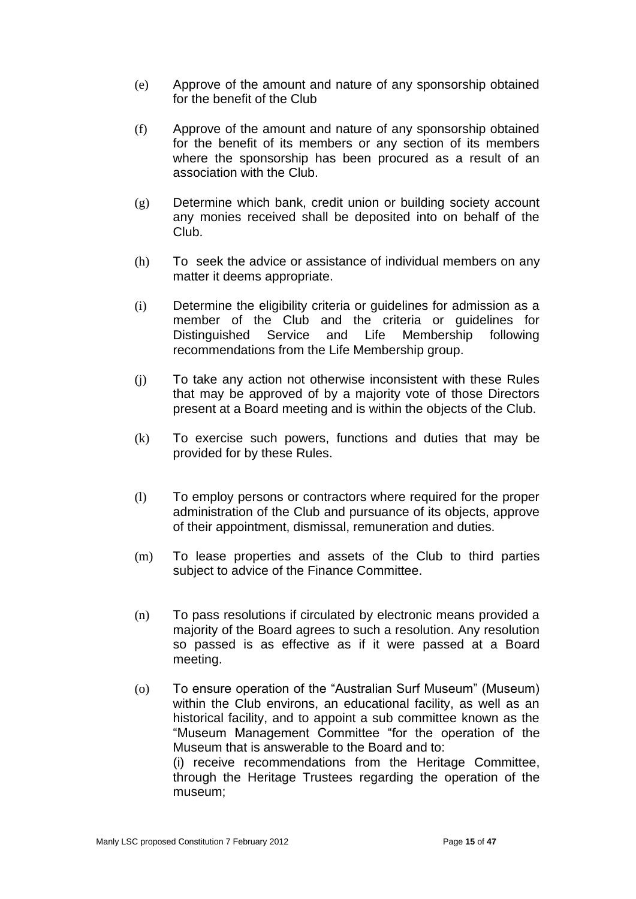(e) Approve of the amount and nature of any sponsorship obtained for the benefit of the Club

(f) Approve of the amount and nature of any sponsorship obtained for the benefit of its members or any section of its members where the sponsorship has been procured as a result of an association with the Club.

(g) Determine which bank, credit union or building society account any monies received shall be deposited into on behalf of the Club.

(h) To seek the advice or assistance of individual members on any matter it deems appropriate.

(i) Determine the eligibility criteria or guidelines for admission as a member of the Club and the criteria or guidelines for Distinguished Service and Life Membership following recommendations from the Life Membership group.

(j) To take any action not otherwise inconsistent with these Rules that may be approved of by a majority vote of those Directors present at a Board meeting and is within the objects of the Club.

(k) To exercise such powers, functions and duties that may be provided for by these Rules.

(l) To employ persons or contractors where required for the proper administration of the Club and pursuance of its objects, approve of their appointment, dismissal, remuneration and duties.

(m) To lease properties and assets of the Club to third parties subject to advice of the Finance Committee.

(n) To pass resolutions if circulated by electronic means provided a majority of the Board agrees to such a resolution. Any resolution so passed is as effective as if it were passed at a Board meeting.

(o) To ensure operation of the "Australian Surf Museum" (Museum) within the Club environs, an educational facility, as well as an historical facility, and to appoint a sub committee known as the "Museum Management Committee "for the operation of the Museum that is answerable to the Board and to:
(i) receive recommendations from the Heritage Committee, through the Heritage Trustees regarding the operation of the museum;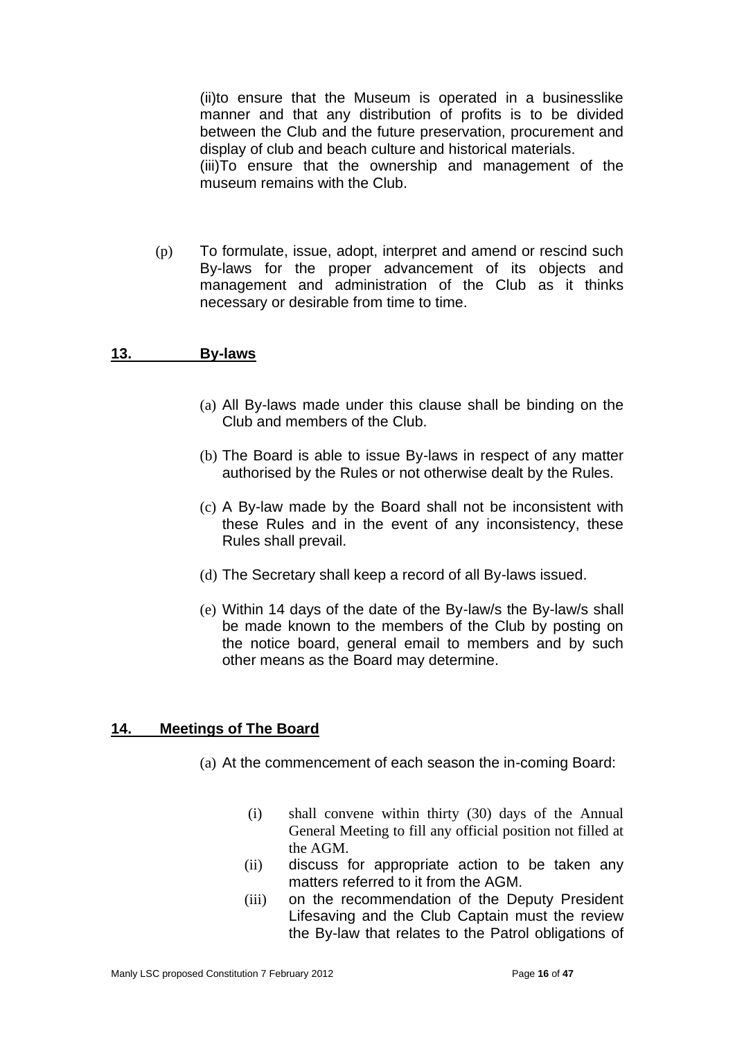(ii)to ensure that the Museum is operated in a businesslike manner and that any distribution of profits is to be divided between the Club and the future preservation, procurement and display of club and beach culture and historical materials.
(iii)To ensure that the ownership and management of the museum remains with the Club.

(p) To formulate, issue, adopt, interpret and amend or rescind such By-laws for the proper advancement of its objects and management and administration of the Club as it thinks necessary or desirable from time to time.

## 13. By-laws

(a) All By-laws made under this clause shall be binding on the Club and members of the Club.

(b) The Board is able to issue By-laws in respect of any matter authorised by the Rules or not otherwise dealt by the Rules.

(c) A By-law made by the Board shall not be inconsistent with these Rules and in the event of any inconsistency, these Rules shall prevail.

(d) The Secretary shall keep a record of all By-laws issued.

(e) Within 14 days of the date of the By-law/s the By-law/s shall be made known to the members of the Club by posting on the notice board, general email to members and by such other means as the Board may determine.

## 14. Meetings of The Board

(a) At the commencement of each season the in-coming Board:

(i) shall convene within thirty (30) days of the Annual General Meeting to fill any official position not filled at the AGM.
(ii) discuss for appropriate action to be taken any matters referred to it from the AGM.
(iii) on the recommendation of the Deputy President Lifesaving and the Club Captain must the review the By-law that relates to the Patrol obligations of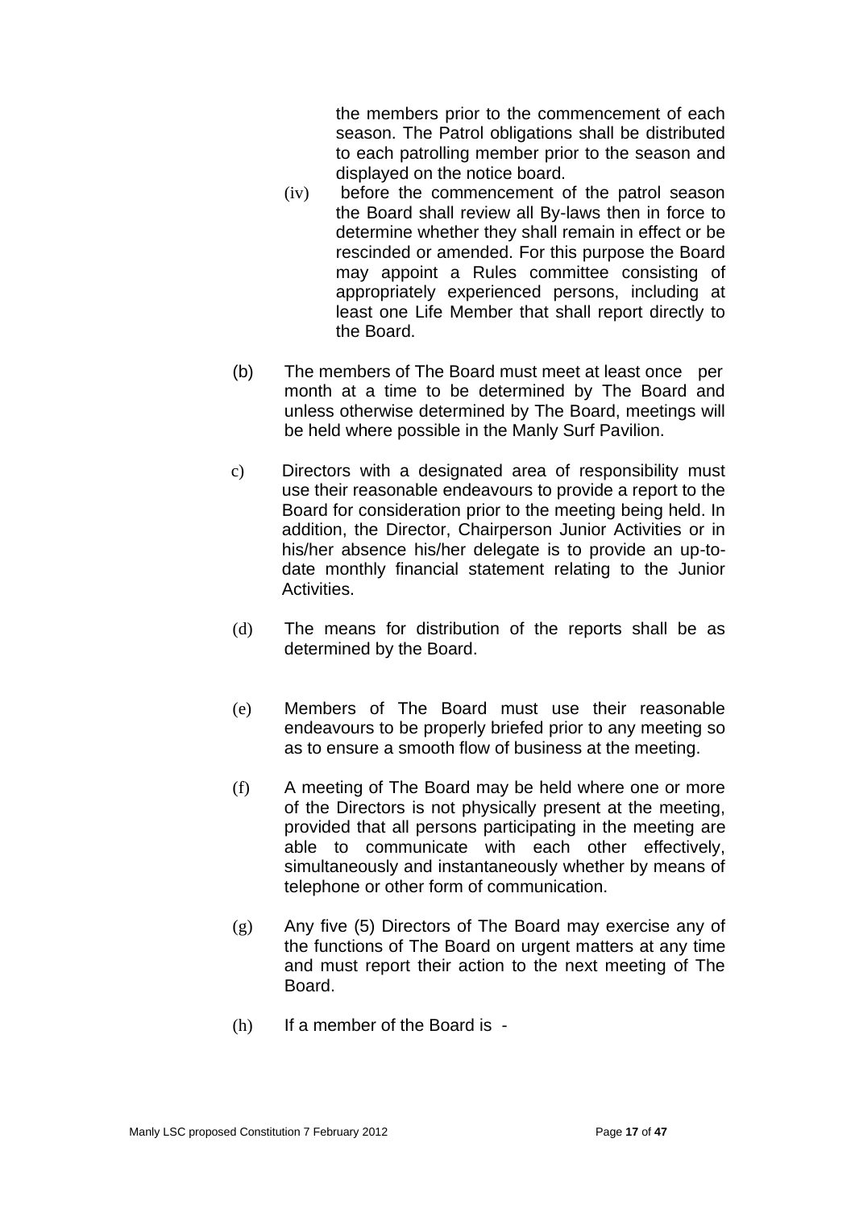the members prior to the commencement of each season. The Patrol obligations shall be distributed to each patrolling member prior to the season and displayed on the notice board.

(iv) before the commencement of the patrol season the Board shall review all By-laws then in force to determine whether they shall remain in effect or be rescinded or amended. For this purpose the Board may appoint a Rules committee consisting of appropriately experienced persons, including at least one Life Member that shall report directly to the Board.

(b) The members of The Board must meet at least once per month at a time to be determined by The Board and unless otherwise determined by The Board, meetings will be held where possible in the Manly Surf Pavilion.

c) Directors with a designated area of responsibility must use their reasonable endeavours to provide a report to the Board for consideration prior to the meeting being held. In addition, the Director, Chairperson Junior Activities or in his/her absence his/her delegate is to provide an up-to-date monthly financial statement relating to the Junior Activities.

(d) The means for distribution of the reports shall be as determined by the Board.

(e) Members of The Board must use their reasonable endeavours to be properly briefed prior to any meeting so as to ensure a smooth flow of business at the meeting.

(f) A meeting of The Board may be held where one or more of the Directors is not physically present at the meeting, provided that all persons participating in the meeting are able to communicate with each other effectively, simultaneously and instantaneously whether by means of telephone or other form of communication.

(g) Any five (5) Directors of The Board may exercise any of the functions of The Board on urgent matters at any time and must report their action to the next meeting of The Board.

(h) If a member of the Board is -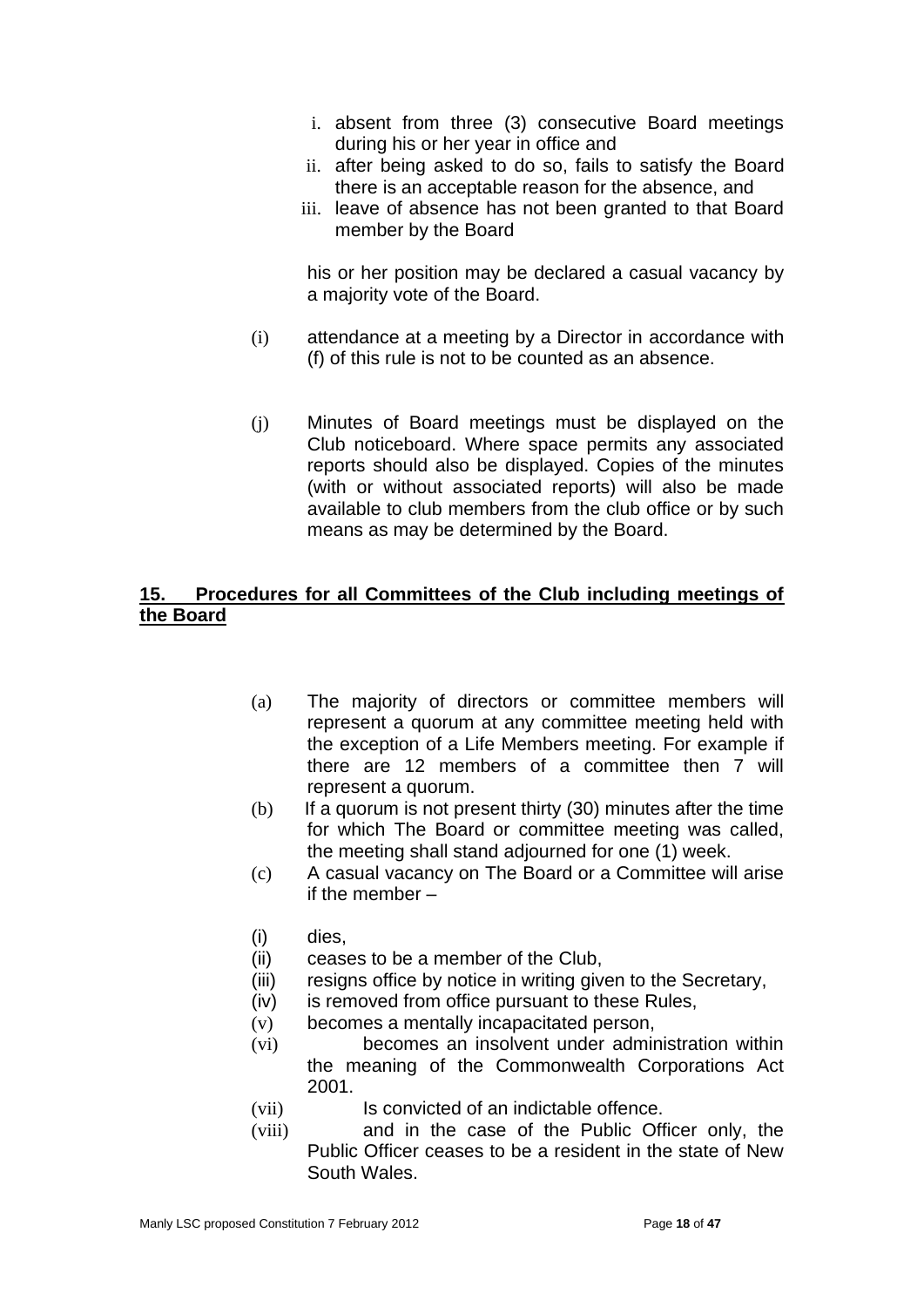i. absent from three (3) consecutive Board meetings during his or her year in office and
ii. after being asked to do so, fails to satisfy the Board there is an acceptable reason for the absence, and
iii. leave of absence has not been granted to that Board member by the Board

his or her position may be declared a casual vacancy by a majority vote of the Board.

(i) attendance at a meeting by a Director in accordance with (f) of this rule is not to be counted as an absence.

(j) Minutes of Board meetings must be displayed on the Club noticeboard. Where space permits any associated reports should also be displayed. Copies of the minutes (with or without associated reports) will also be made available to club members from the club office or by such means as may be determined by the Board.

## **15. Procedures for all Committees of the Club including meetings of the Board**

(a) The majority of directors or committee members will represent a quorum at any committee meeting held with the exception of a Life Members meeting. For example if there are 12 members of a committee then 7 will represent a quorum.

(b) If a quorum is not present thirty (30) minutes after the time for which The Board or committee meeting was called, the meeting shall stand adjourned for one (1) week.

(c) A casual vacancy on The Board or a Committee will arise if the member –

(i) dies,
(ii) ceases to be a member of the Club,
(iii) resigns office by notice in writing given to the Secretary,
(iv) is removed from office pursuant to these Rules,
(v) becomes a mentally incapacitated person,
(vi) becomes an insolvent under administration within the meaning of the Commonwealth Corporations Act 2001.
(vii) Is convicted of an indictable offence.
(viii) and in the case of the Public Officer only, the Public Officer ceases to be a resident in the state of New South Wales.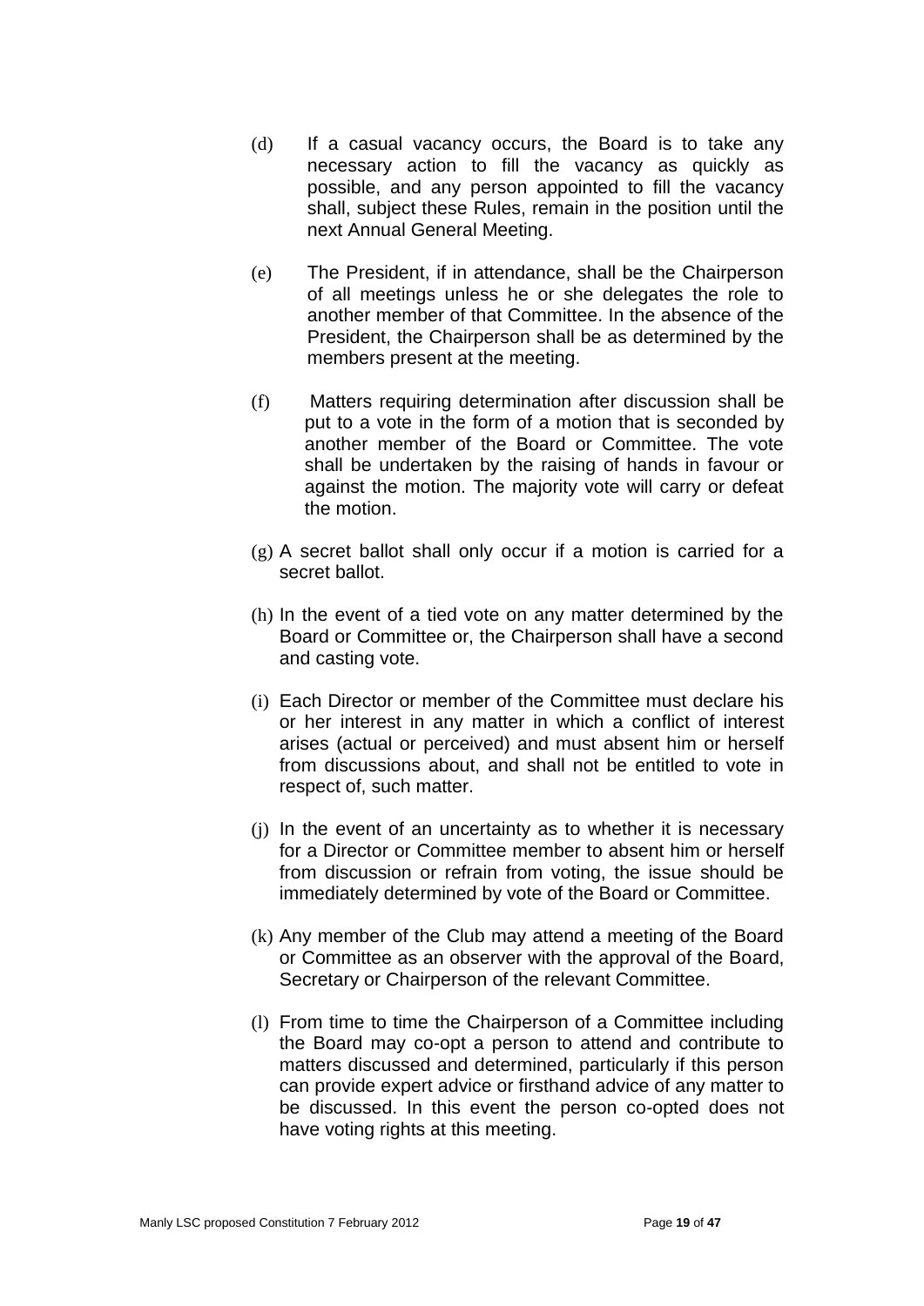(d) If a casual vacancy occurs, the Board is to take any necessary action to fill the vacancy as quickly as possible, and any person appointed to fill the vacancy shall, subject these Rules, remain in the position until the next Annual General Meeting.

(e) The President, if in attendance, shall be the Chairperson of all meetings unless he or she delegates the role to another member of that Committee. In the absence of the President, the Chairperson shall be as determined by the members present at the meeting.

(f) Matters requiring determination after discussion shall be put to a vote in the form of a motion that is seconded by another member of the Board or Committee. The vote shall be undertaken by the raising of hands in favour or against the motion. The majority vote will carry or defeat the motion.

(g) A secret ballot shall only occur if a motion is carried for a secret ballot.

(h) In the event of a tied vote on any matter determined by the Board or Committee or, the Chairperson shall have a second and casting vote.

(i) Each Director or member of the Committee must declare his or her interest in any matter in which a conflict of interest arises (actual or perceived) and must absent him or herself from discussions about, and shall not be entitled to vote in respect of, such matter.

(j) In the event of an uncertainty as to whether it is necessary for a Director or Committee member to absent him or herself from discussion or refrain from voting, the issue should be immediately determined by vote of the Board or Committee.

(k) Any member of the Club may attend a meeting of the Board or Committee as an observer with the approval of the Board, Secretary or Chairperson of the relevant Committee.

(l) From time to time the Chairperson of a Committee including the Board may co-opt a person to attend and contribute to matters discussed and determined, particularly if this person can provide expert advice or firsthand advice of any matter to be discussed. In this event the person co-opted does not have voting rights at this meeting.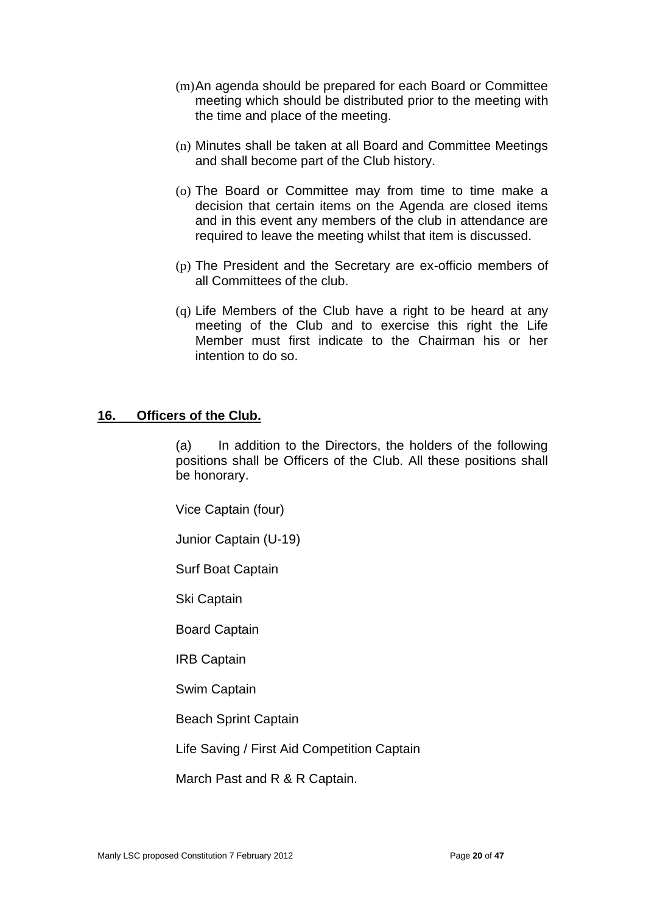(m) An agenda should be prepared for each Board or Committee meeting which should be distributed prior to the meeting with the time and place of the meeting.

(n) Minutes shall be taken at all Board and Committee Meetings and shall become part of the Club history.

(o) The Board or Committee may from time to time make a decision that certain items on the Agenda are closed items and in this event any members of the club in attendance are required to leave the meeting whilst that item is discussed.

(p) The President and the Secretary are ex-officio members of all Committees of the club.

(q) Life Members of the Club have a right to be heard at any meeting of the Club and to exercise this right the Life Member must first indicate to the Chairman his or her intention to do so.

## **16. Officers of the Club.**

(a) In addition to the Directors, the holders of the following positions shall be Officers of the Club. All these positions shall be honorary.

Vice Captain (four)

Junior Captain (U-19)

Surf Boat Captain

Ski Captain

Board Captain

IRB Captain

Swim Captain

Beach Sprint Captain

Life Saving / First Aid Competition Captain

March Past and R & R Captain.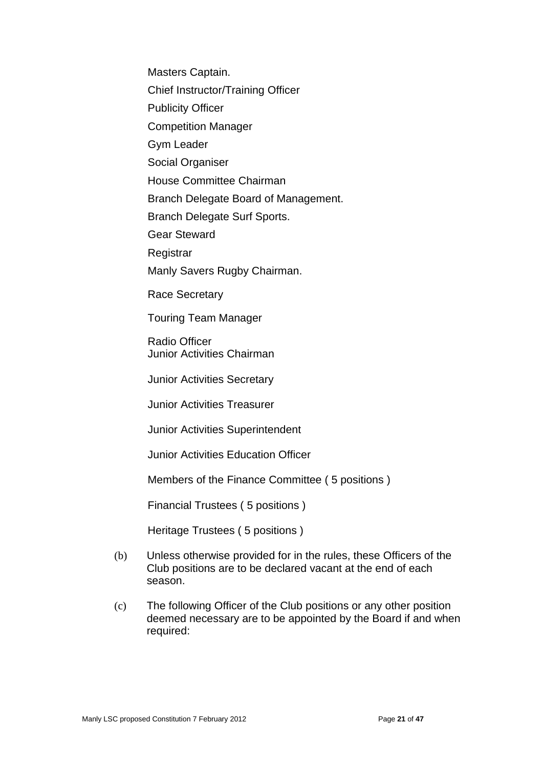Masters Captain.

Chief Instructor/Training Officer

Publicity Officer

Competition Manager

Gym Leader

Social Organiser

House Committee Chairman

Branch Delegate Board of Management.

Branch Delegate Surf Sports.

Gear Steward

Registrar

Manly Savers Rugby Chairman.

Race Secretary

Touring Team Manager

Radio Officer
Junior Activities Chairman

Junior Activities Secretary

Junior Activities Treasurer

Junior Activities Superintendent

Junior Activities Education Officer

Members of the Finance Committee ( 5 positions )

Financial Trustees ( 5 positions )

Heritage Trustees ( 5 positions )

(b) Unless otherwise provided for in the rules, these Officers of the Club positions are to be declared vacant at the end of each season.

(c) The following Officer of the Club positions or any other position deemed necessary are to be appointed by the Board if and when required: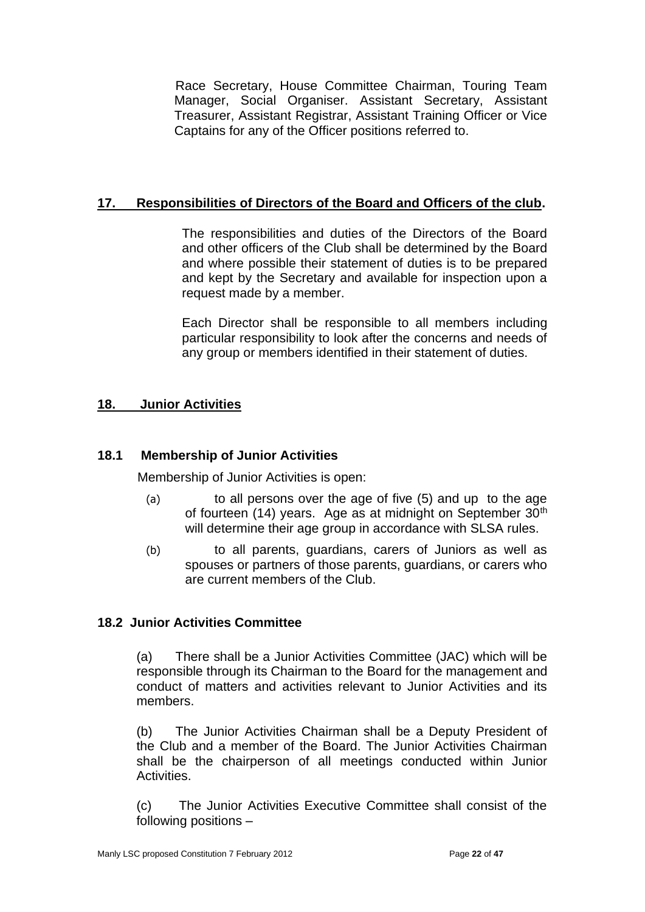Race Secretary, House Committee Chairman, Touring Team Manager, Social Organiser. Assistant Secretary, Assistant Treasurer, Assistant Registrar, Assistant Training Officer or Vice Captains for any of the Officer positions referred to.

## 17. Responsibilities of Directors of the Board and Officers of the club.

The responsibilities and duties of the Directors of the Board and other officers of the Club shall be determined by the Board and where possible their statement of duties is to be prepared and kept by the Secretary and available for inspection upon a request made by a member.

Each Director shall be responsible to all members including particular responsibility to look after the concerns and needs of any group or members identified in their statement of duties.

## 18. Junior Activities

### 18.1 Membership of Junior Activities

Membership of Junior Activities is open:

(a) to all persons over the age of five (5) and up to the age of fourteen (14) years. Age as at midnight on September 30th will determine their age group in accordance with SLSA rules.

(b) to all parents, guardians, carers of Juniors as well as spouses or partners of those parents, guardians, or carers who are current members of the Club.

### 18.2 Junior Activities Committee

(a) There shall be a Junior Activities Committee (JAC) which will be responsible through its Chairman to the Board for the management and conduct of matters and activities relevant to Junior Activities and its members.

(b) The Junior Activities Chairman shall be a Deputy President of the Club and a member of the Board. The Junior Activities Chairman shall be the chairperson of all meetings conducted within Junior Activities.

(c) The Junior Activities Executive Committee shall consist of the following positions –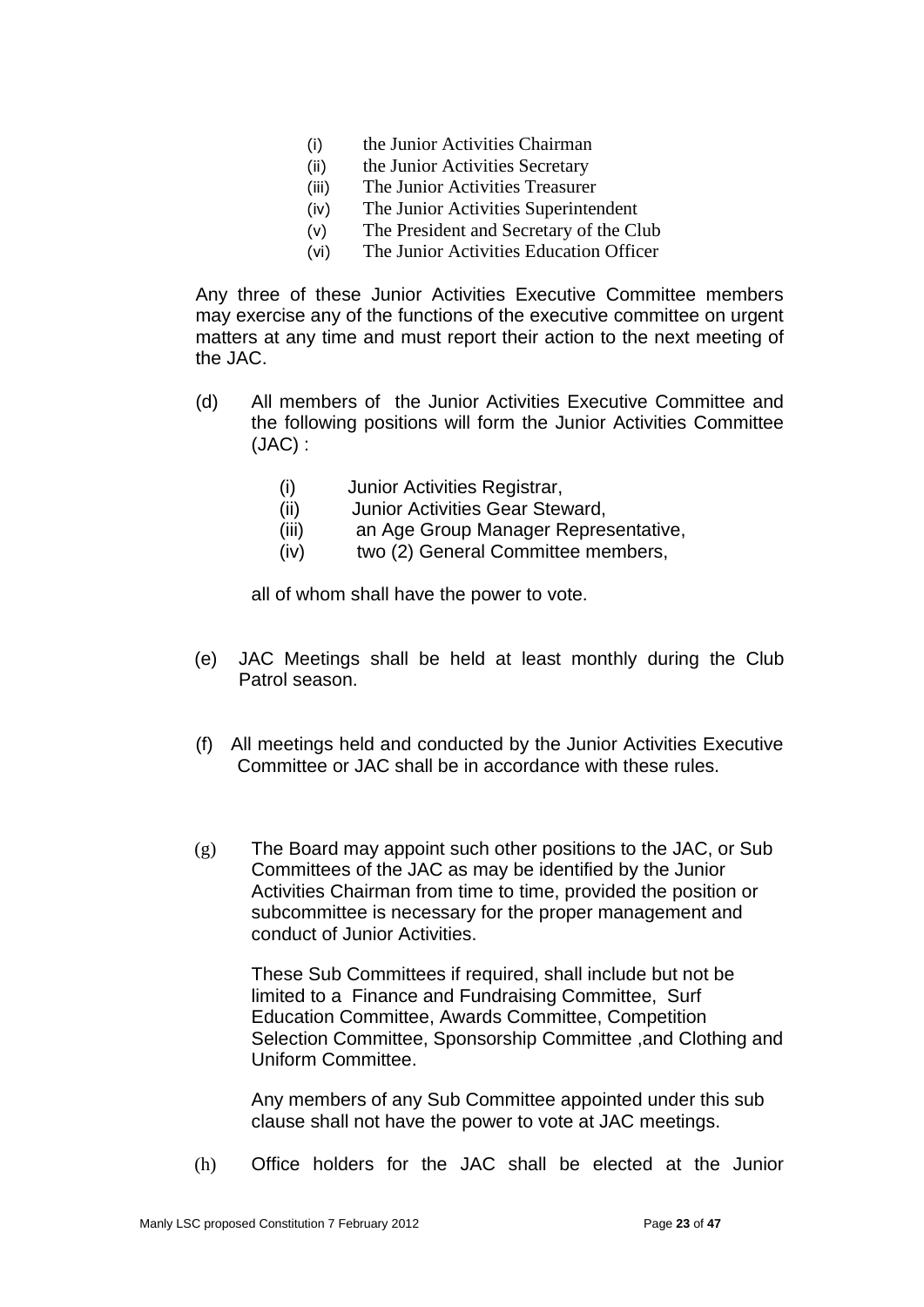(i) the Junior Activities Chairman
(ii) the Junior Activities Secretary
(iii) The Junior Activities Treasurer
(iv) The Junior Activities Superintendent
(v) The President and Secretary of the Club
(vi) The Junior Activities Education Officer

Any three of these Junior Activities Executive Committee members may exercise any of the functions of the executive committee on urgent matters at any time and must report their action to the next meeting of the JAC.

(d) All members of the Junior Activities Executive Committee and the following positions will form the Junior Activities Committee (JAC) :

(i) Junior Activities Registrar,
(ii) Junior Activities Gear Steward,
(iii) an Age Group Manager Representative,
(iv) two (2) General Committee members,

all of whom shall have the power to vote.

(e) JAC Meetings shall be held at least monthly during the Club Patrol season.

(f) All meetings held and conducted by the Junior Activities Executive Committee or JAC shall be in accordance with these rules.

(g) The Board may appoint such other positions to the JAC, or Sub Committees of the JAC as may be identified by the Junior Activities Chairman from time to time, provided the position or subcommittee is necessary for the proper management and conduct of Junior Activities.

These Sub Committees if required, shall include but not be limited to a Finance and Fundraising Committee, Surf Education Committee, Awards Committee, Competition Selection Committee, Sponsorship Committee ,and Clothing and Uniform Committee.

Any members of any Sub Committee appointed under this sub clause shall not have the power to vote at JAC meetings.

(h) Office holders for the JAC shall be elected at the Junior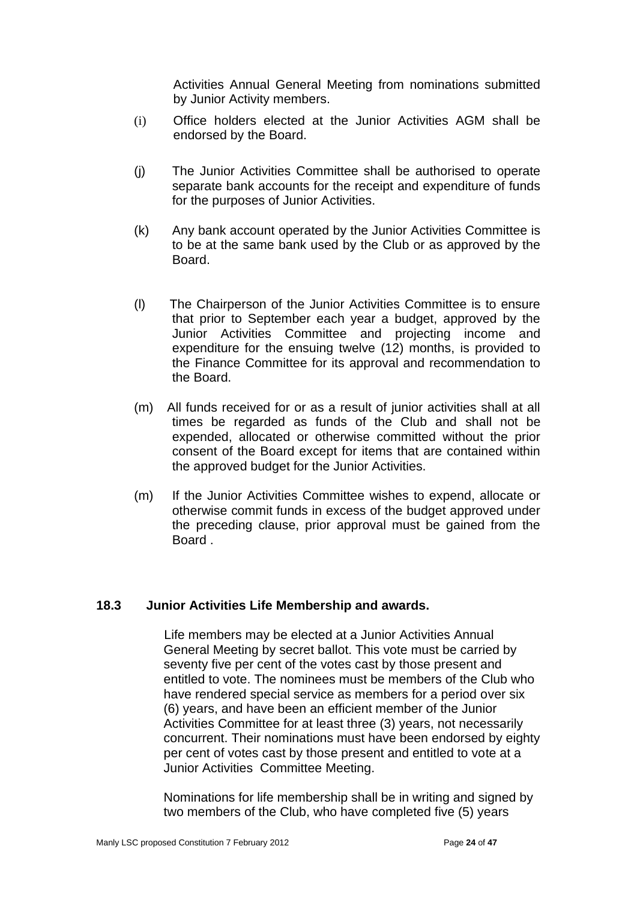Activities Annual General Meeting from nominations submitted by Junior Activity members.

(i) Office holders elected at the Junior Activities AGM shall be endorsed by the Board.

(j) The Junior Activities Committee shall be authorised to operate separate bank accounts for the receipt and expenditure of funds for the purposes of Junior Activities.

(k) Any bank account operated by the Junior Activities Committee is to be at the same bank used by the Club or as approved by the Board.

(l) The Chairperson of the Junior Activities Committee is to ensure that prior to September each year a budget, approved by the Junior Activities Committee and projecting income and expenditure for the ensuing twelve (12) months, is provided to the Finance Committee for its approval and recommendation to the Board.

(m) All funds received for or as a result of junior activities shall at all times be regarded as funds of the Club and shall not be expended, allocated or otherwise committed without the prior consent of the Board except for items that are contained within the approved budget for the Junior Activities.

(m) If the Junior Activities Committee wishes to expend, allocate or otherwise commit funds in excess of the budget approved under the preceding clause, prior approval must be gained from the Board .

### 18.3 Junior Activities Life Membership and awards.

Life members may be elected at a Junior Activities Annual General Meeting by secret ballot. This vote must be carried by seventy five per cent of the votes cast by those present and entitled to vote. The nominees must be members of the Club who have rendered special service as members for a period over six (6) years, and have been an efficient member of the Junior Activities Committee for at least three (3) years, not necessarily concurrent. Their nominations must have been endorsed by eighty per cent of votes cast by those present and entitled to vote at a Junior Activities Committee Meeting.

Nominations for life membership shall be in writing and signed by two members of the Club, who have completed five (5) years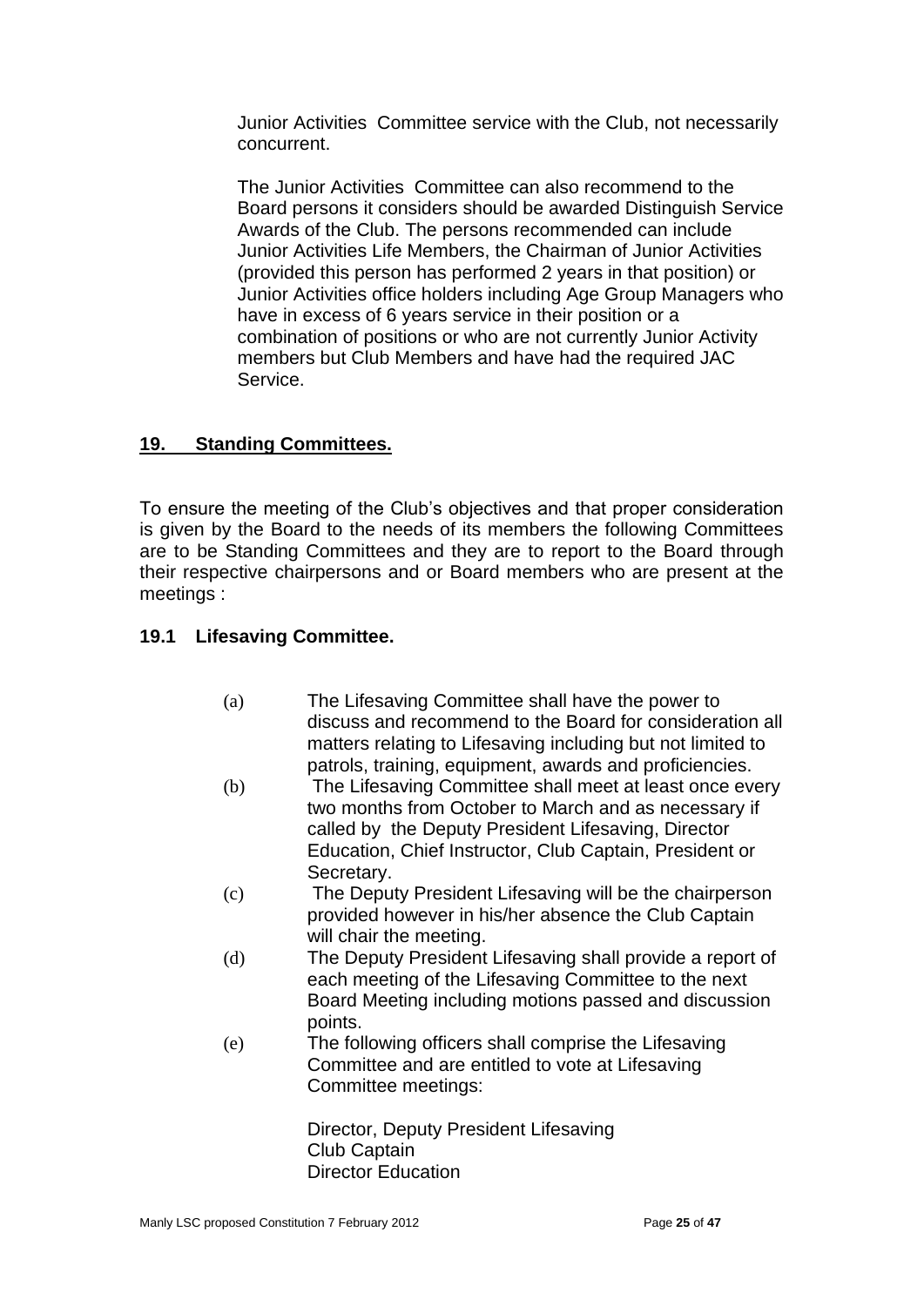Junior Activities Committee service with the Club, not necessarily concurrent.

The Junior Activities Committee can also recommend to the Board persons it considers should be awarded Distinguish Service Awards of the Club. The persons recommended can include Junior Activities Life Members, the Chairman of Junior Activities (provided this person has performed 2 years in that position) or Junior Activities office holders including Age Group Managers who have in excess of 6 years service in their position or a combination of positions or who are not currently Junior Activity members but Club Members and have had the required JAC Service.

## 19. Standing Committees.

To ensure the meeting of the Club's objectives and that proper consideration is given by the Board to the needs of its members the following Committees are to be Standing Committees and they are to report to the Board through their respective chairpersons and or Board members who are present at the meetings :

### 19.1 Lifesaving Committee.

(a) The Lifesaving Committee shall have the power to discuss and recommend to the Board for consideration all matters relating to Lifesaving including but not limited to patrols, training, equipment, awards and proficiencies.

(b) The Lifesaving Committee shall meet at least once every two months from October to March and as necessary if called by the Deputy President Lifesaving, Director Education, Chief Instructor, Club Captain, President or Secretary.

(c) The Deputy President Lifesaving will be the chairperson provided however in his/her absence the Club Captain will chair the meeting.

(d) The Deputy President Lifesaving shall provide a report of each meeting of the Lifesaving Committee to the next Board Meeting including motions passed and discussion points.

(e) The following officers shall comprise the Lifesaving Committee and are entitled to vote at Lifesaving Committee meetings:

Director, Deputy President Lifesaving
Club Captain
Director Education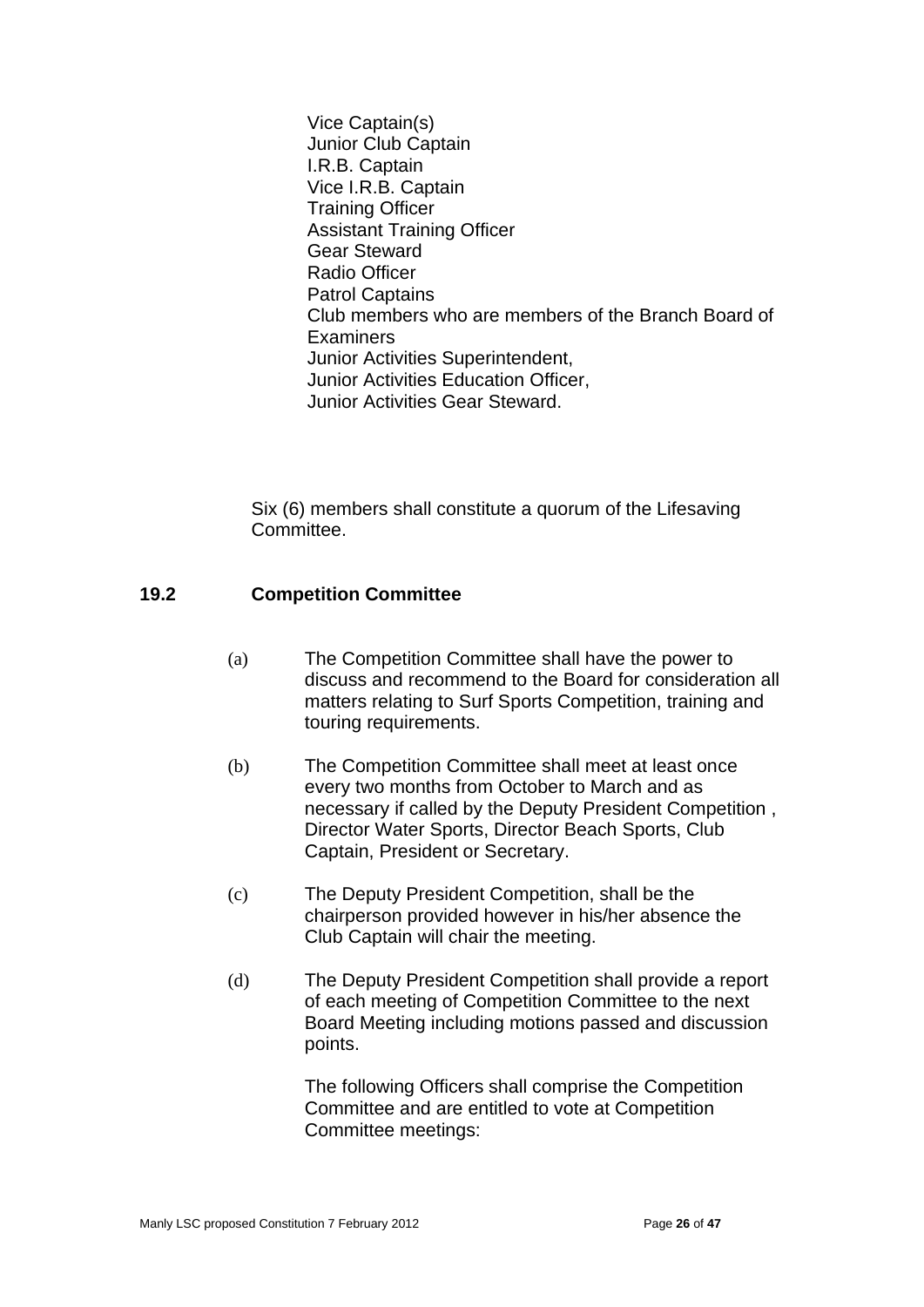Vice Captain(s)
Junior Club Captain
I.R.B. Captain
Vice I.R.B. Captain
Training Officer
Assistant Training Officer
Gear Steward
Radio Officer
Patrol Captains
Club members who are members of the Branch Board of Examiners
Junior Activities Superintendent,
Junior Activities Education Officer,
Junior Activities Gear Steward.

Six (6) members shall constitute a quorum of the Lifesaving Committee.

### 19.2 Competition Committee

(a) The Competition Committee shall have the power to discuss and recommend to the Board for consideration all matters relating to Surf Sports Competition, training and touring requirements.

(b) The Competition Committee shall meet at least once every two months from October to March and as necessary if called by the Deputy President Competition , Director Water Sports, Director Beach Sports, Club Captain, President or Secretary.

(c) The Deputy President Competition, shall be the chairperson provided however in his/her absence the Club Captain will chair the meeting.

(d) The Deputy President Competition shall provide a report of each meeting of Competition Committee to the next Board Meeting including motions passed and discussion points.

The following Officers shall comprise the Competition Committee and are entitled to vote at Competition Committee meetings: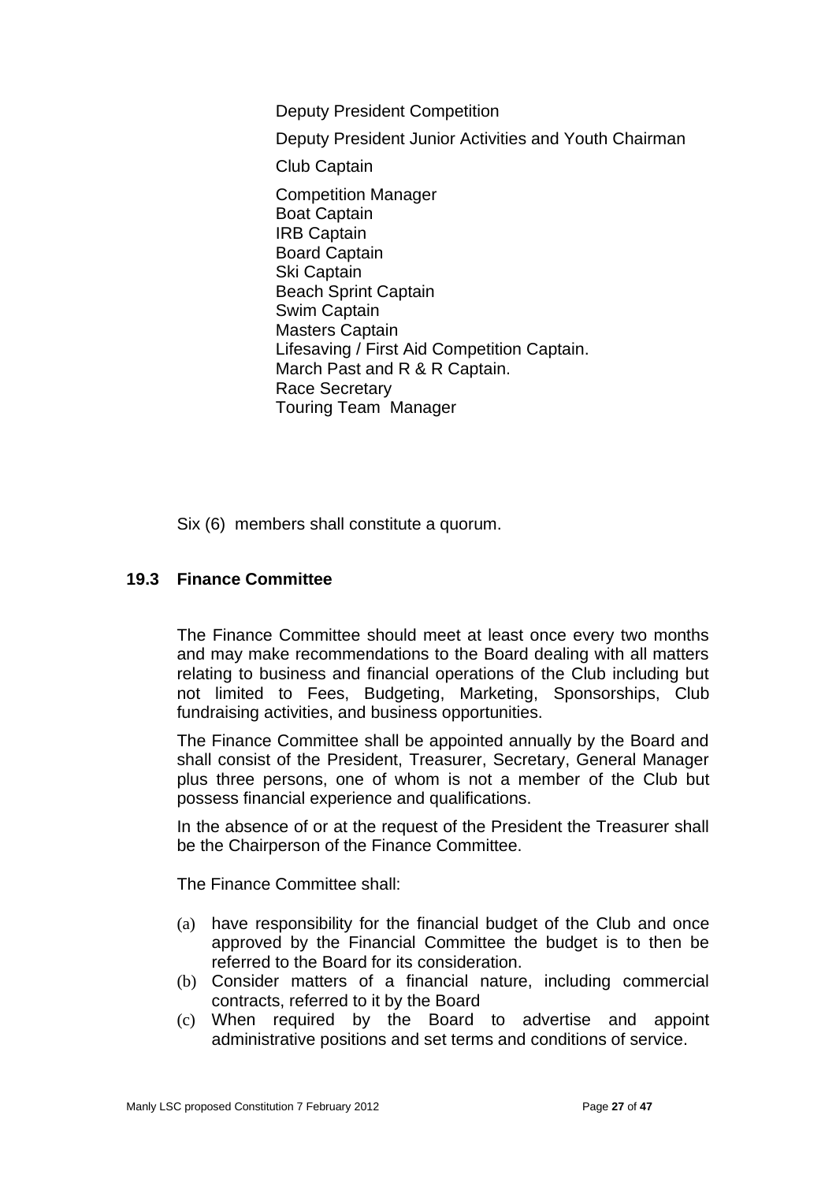Deputy President Competition

Deputy President Junior Activities and Youth Chairman

Club Captain

Competition Manager
Boat Captain
IRB Captain
Board Captain
Ski Captain
Beach Sprint Captain
Swim Captain
Masters Captain
Lifesaving / First Aid Competition Captain.
March Past and R & R Captain.
Race Secretary
Touring Team Manager

Six (6) members shall constitute a quorum.

### 19.3 Finance Committee

The Finance Committee should meet at least once every two months and may make recommendations to the Board dealing with all matters relating to business and financial operations of the Club including but not limited to Fees, Budgeting, Marketing, Sponsorships, Club fundraising activities, and business opportunities.

The Finance Committee shall be appointed annually by the Board and shall consist of the President, Treasurer, Secretary, General Manager plus three persons, one of whom is not a member of the Club but possess financial experience and qualifications.

In the absence of or at the request of the President the Treasurer shall be the Chairperson of the Finance Committee.

The Finance Committee shall:

(a) have responsibility for the financial budget of the Club and once approved by the Financial Committee the budget is to then be referred to the Board for its consideration.
(b) Consider matters of a financial nature, including commercial contracts, referred to it by the Board
(c) When required by the Board to advertise and appoint administrative positions and set terms and conditions of service.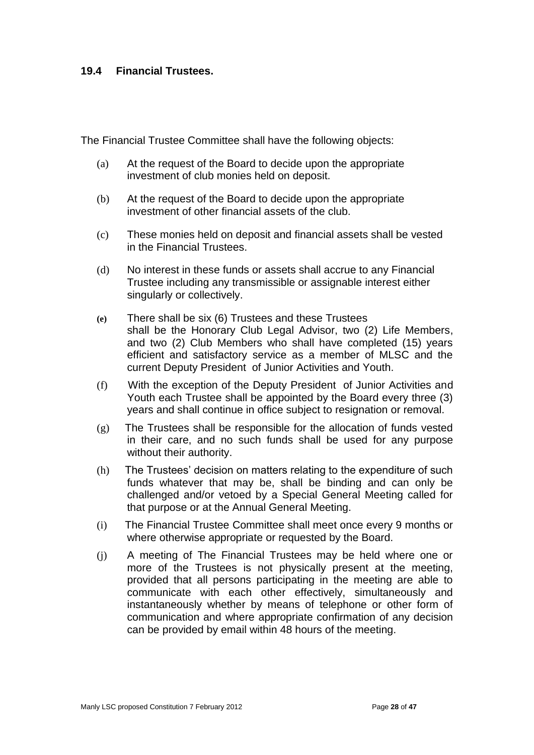### 19.4 Financial Trustees.

The Financial Trustee Committee shall have the following objects:

(a) At the request of the Board to decide upon the appropriate investment of club monies held on deposit.

(b) At the request of the Board to decide upon the appropriate investment of other financial assets of the club.

(c) These monies held on deposit and financial assets shall be vested in the Financial Trustees.

(d) No interest in these funds or assets shall accrue to any Financial Trustee including any transmissible or assignable interest either singularly or collectively.

(e) There shall be six (6) Trustees and these Trustees shall be the Honorary Club Legal Advisor, two (2) Life Members, and two (2) Club Members who shall have completed (15) years efficient and satisfactory service as a member of MLSC and the current Deputy President of Junior Activities and Youth.

(f) With the exception of the Deputy President of Junior Activities and Youth each Trustee shall be appointed by the Board every three (3) years and shall continue in office subject to resignation or removal.

(g) The Trustees shall be responsible for the allocation of funds vested in their care, and no such funds shall be used for any purpose without their authority.

(h) The Trustees' decision on matters relating to the expenditure of such funds whatever that may be, shall be binding and can only be challenged and/or vetoed by a Special General Meeting called for that purpose or at the Annual General Meeting.

(i) The Financial Trustee Committee shall meet once every 9 months or where otherwise appropriate or requested by the Board.

(j) A meeting of The Financial Trustees may be held where one or more of the Trustees is not physically present at the meeting, provided that all persons participating in the meeting are able to communicate with each other effectively, simultaneously and instantaneously whether by means of telephone or other form of communication and where appropriate confirmation of any decision can be provided by email within 48 hours of the meeting.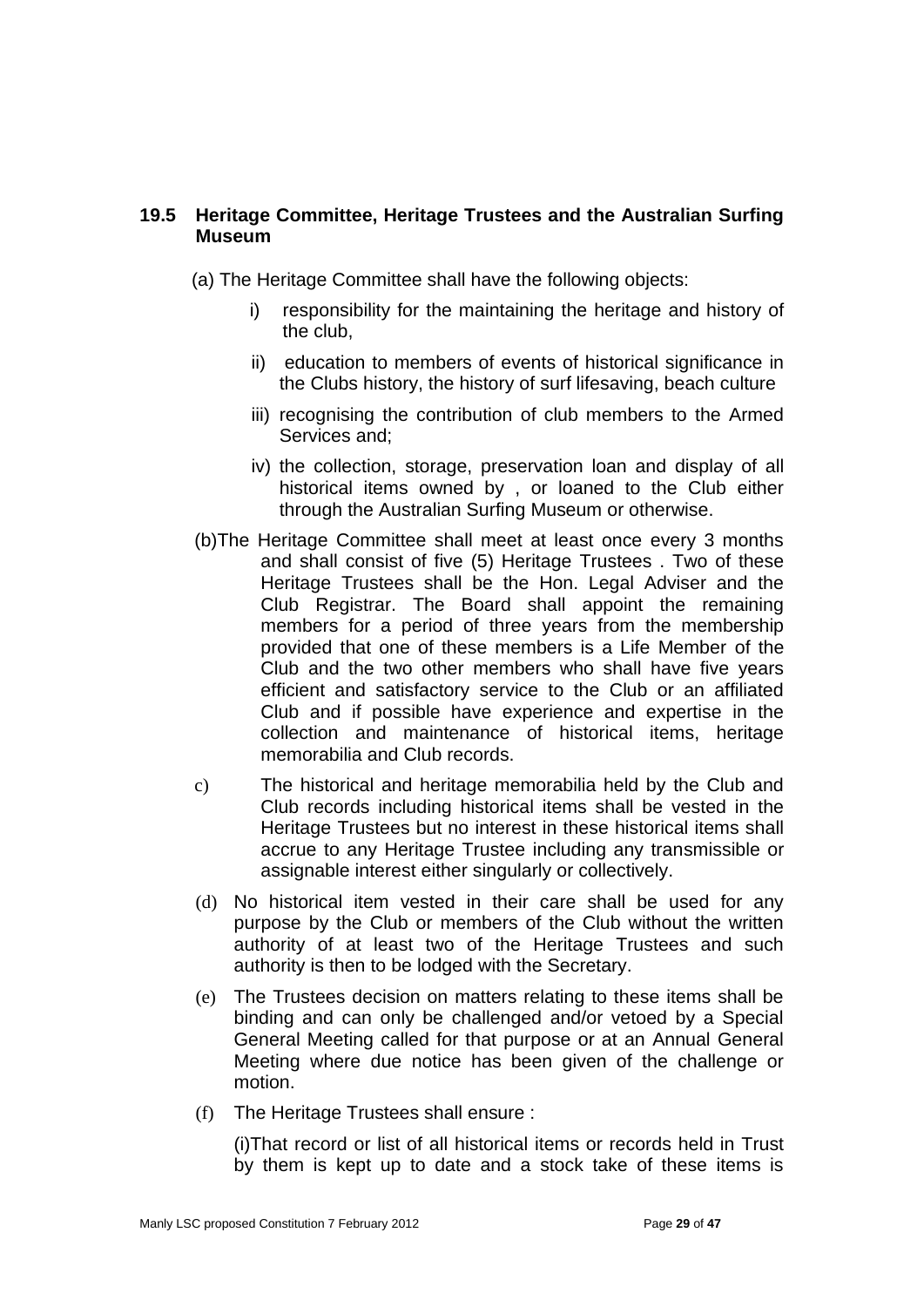### 19.5 Heritage Committee, Heritage Trustees and the Australian Surfing Museum

(a) The Heritage Committee shall have the following objects:

i) responsibility for the maintaining the heritage and history of the club,

ii) education to members of events of historical significance in the Clubs history, the history of surf lifesaving, beach culture

iii) recognising the contribution of club members to the Armed Services and;

iv) the collection, storage, preservation loan and display of all historical items owned by , or loaned to the Club either through the Australian Surfing Museum or otherwise.

(b)The Heritage Committee shall meet at least once every 3 months and shall consist of five (5) Heritage Trustees . Two of these Heritage Trustees shall be the Hon. Legal Adviser and the Club Registrar. The Board shall appoint the remaining members for a period of three years from the membership provided that one of these members is a Life Member of the Club and the two other members who shall have five years efficient and satisfactory service to the Club or an affiliated Club and if possible have experience and expertise in the collection and maintenance of historical items, heritage memorabilia and Club records.

c) The historical and heritage memorabilia held by the Club and Club records including historical items shall be vested in the Heritage Trustees but no interest in these historical items shall accrue to any Heritage Trustee including any transmissible or assignable interest either singularly or collectively.

(d) No historical item vested in their care shall be used for any purpose by the Club or members of the Club without the written authority of at least two of the Heritage Trustees and such authority is then to be lodged with the Secretary.

(e) The Trustees decision on matters relating to these items shall be binding and can only be challenged and/or vetoed by a Special General Meeting called for that purpose or at an Annual General Meeting where due notice has been given of the challenge or motion.

(f) The Heritage Trustees shall ensure :

(i)That record or list of all historical items or records held in Trust by them is kept up to date and a stock take of these items is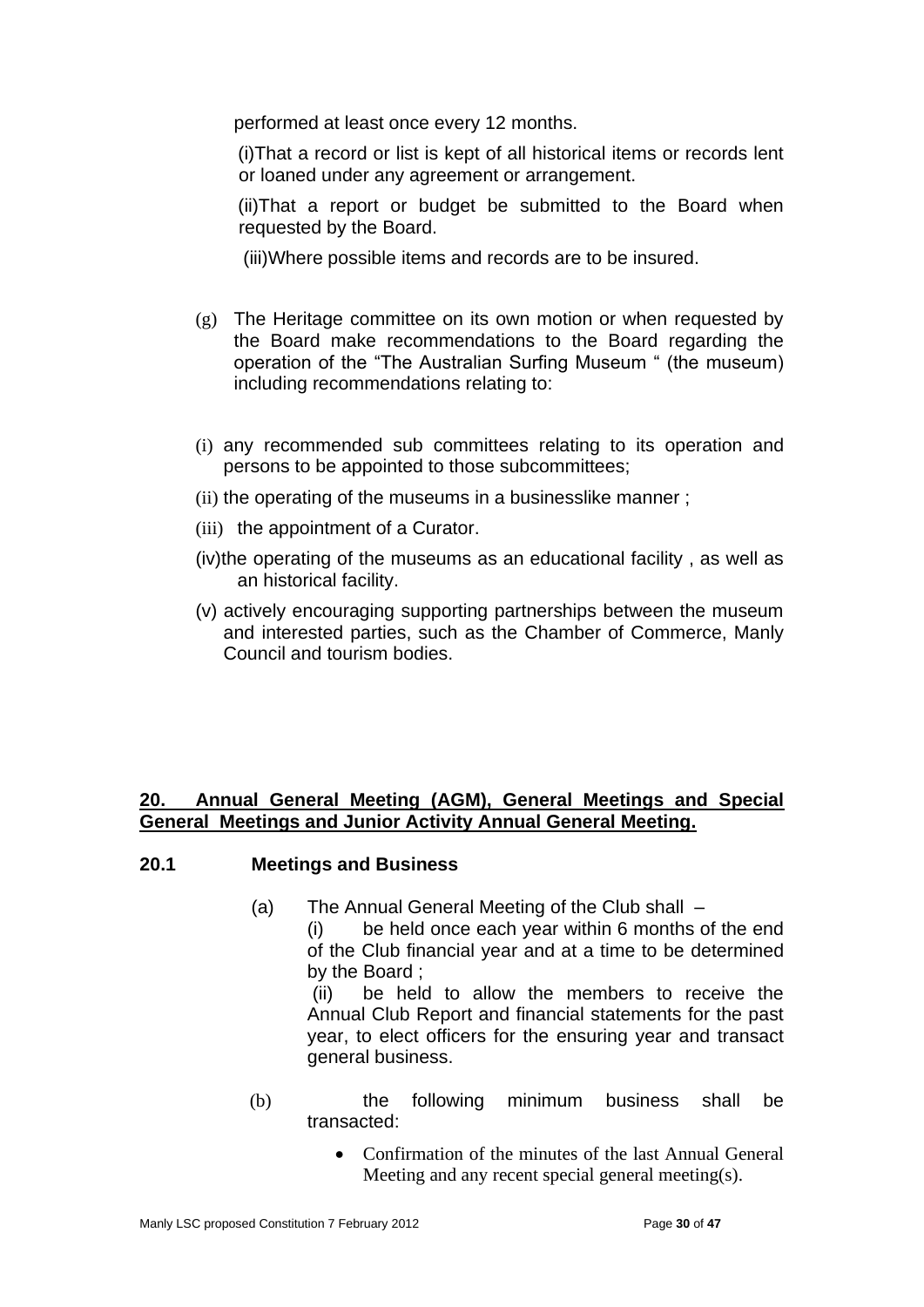performed at least once every 12 months.

(i)That a record or list is kept of all historical items or records lent or loaned under any agreement or arrangement.

(ii)That a report or budget be submitted to the Board when requested by the Board.

(iii)Where possible items and records are to be insured.

(g) The Heritage committee on its own motion or when requested by the Board make recommendations to the Board regarding the operation of the "The Australian Surfing Museum " (the museum) including recommendations relating to:

(i) any recommended sub committees relating to its operation and persons to be appointed to those subcommittees;

(ii) the operating of the museums in a businesslike manner ;

(iii) the appointment of a Curator.

(iv)the operating of the museums as an educational facility , as well as an historical facility.

(v) actively encouraging supporting partnerships between the museum and interested parties, such as the Chamber of Commerce, Manly Council and tourism bodies.

## <u>20. Annual General Meeting (AGM), General Meetings and Special General Meetings and Junior Activity Annual General Meeting.</u>

### 20.1 Meetings and Business

(a) The Annual General Meeting of the Club shall –

(i) be held once each year within 6 months of the end of the Club financial year and at a time to be determined by the Board ;

(ii) be held to allow the members to receive the Annual Club Report and financial statements for the past year, to elect officers for the ensuring year and transact general business.

(b) the following minimum business shall be transacted:

- Confirmation of the minutes of the last Annual General Meeting and any recent special general meeting(s).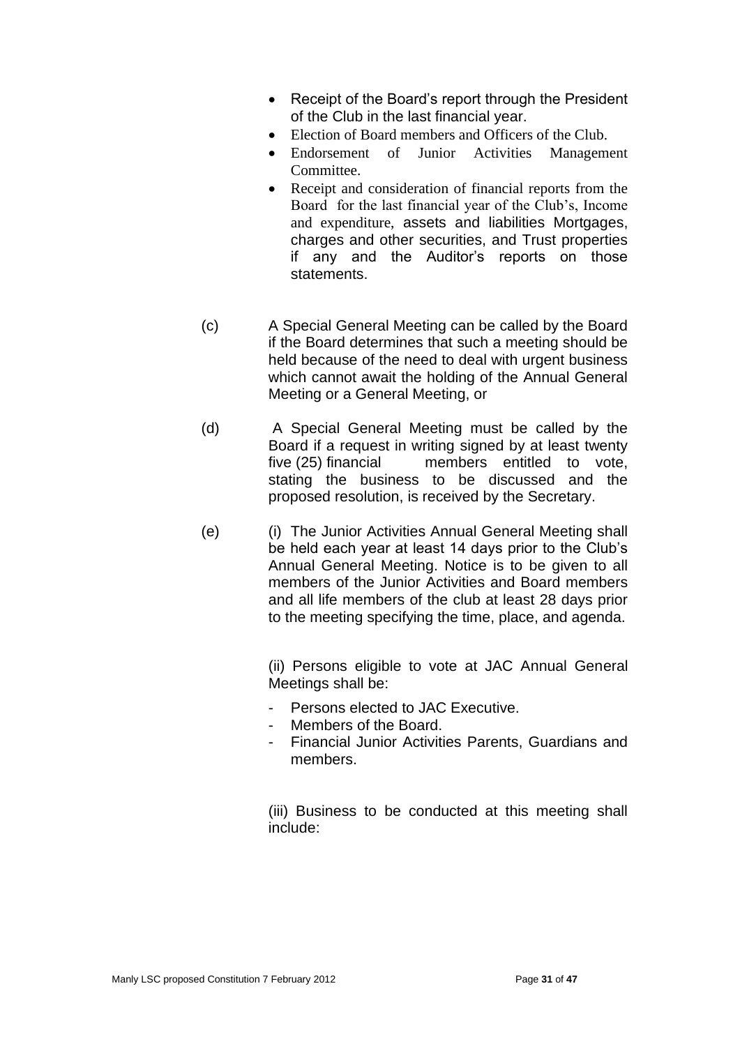- Receipt of the Board's report through the President of the Club in the last financial year.
- Election of Board members and Officers of the Club.
- Endorsement of Junior Activities Management Committee.
- Receipt and consideration of financial reports from the Board for the last financial year of the Club's, Income and expenditure, assets and liabilities Mortgages, charges and other securities, and Trust properties if any and the Auditor's reports on those statements.

(c) A Special General Meeting can be called by the Board if the Board determines that such a meeting should be held because of the need to deal with urgent business which cannot await the holding of the Annual General Meeting or a General Meeting, or

(d) A Special General Meeting must be called by the Board if a request in writing signed by at least twenty five (25) financial members entitled to vote, stating the business to be discussed and the proposed resolution, is received by the Secretary.

(e) (i) The Junior Activities Annual General Meeting shall be held each year at least 14 days prior to the Club's Annual General Meeting. Notice is to be given to all members of the Junior Activities and Board members and all life members of the club at least 28 days prior to the meeting specifying the time, place, and agenda.

(ii) Persons eligible to vote at JAC Annual General Meetings shall be:

- Persons elected to JAC Executive.
- Members of the Board.
- Financial Junior Activities Parents, Guardians and members.

(iii) Business to be conducted at this meeting shall include: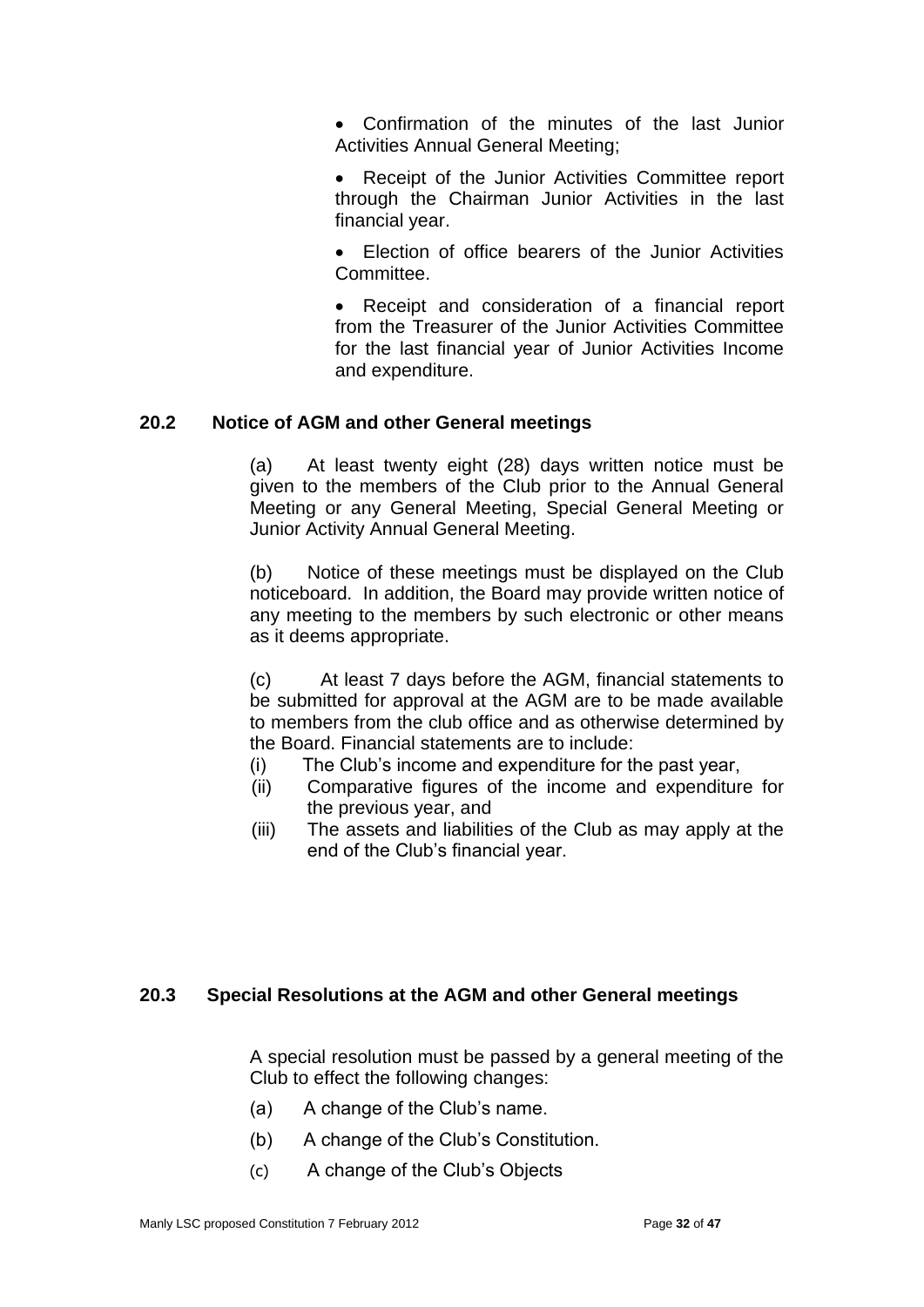- Confirmation of the minutes of the last Junior Activities Annual General Meeting;
- Receipt of the Junior Activities Committee report through the Chairman Junior Activities in the last financial year.
- Election of office bearers of the Junior Activities Committee.
- Receipt and consideration of a financial report from the Treasurer of the Junior Activities Committee for the last financial year of Junior Activities Income and expenditure.

### 20.2 Notice of AGM and other General meetings

(a) At least twenty eight (28) days written notice must be given to the members of the Club prior to the Annual General Meeting or any General Meeting, Special General Meeting or Junior Activity Annual General Meeting.

(b) Notice of these meetings must be displayed on the Club noticeboard. In addition, the Board may provide written notice of any meeting to the members by such electronic or other means as it deems appropriate.

(c) At least 7 days before the AGM, financial statements to be submitted for approval at the AGM are to be made available to members from the club office and as otherwise determined by the Board. Financial statements are to include:

(i) The Club's income and expenditure for the past year,

(ii) Comparative figures of the income and expenditure for the previous year, and

(iii) The assets and liabilities of the Club as may apply at the end of the Club's financial year.

### 20.3 Special Resolutions at the AGM and other General meetings

A special resolution must be passed by a general meeting of the Club to effect the following changes:

(a) A change of the Club's name.

(b) A change of the Club's Constitution.

(c) A change of the Club's Objects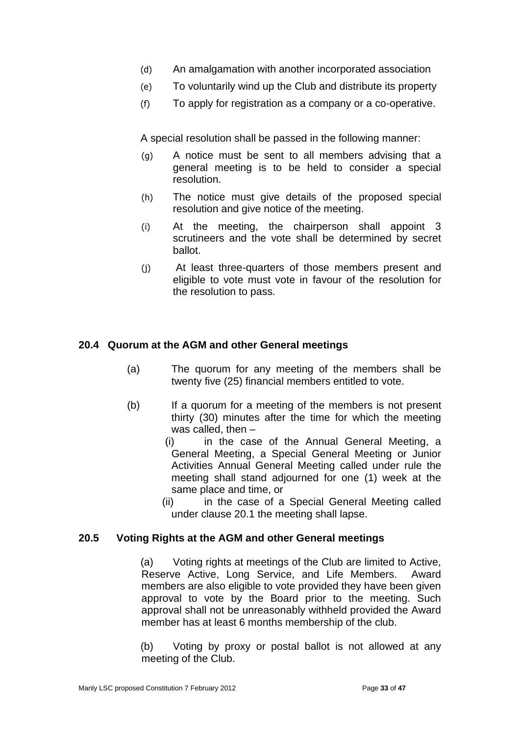(d) An amalgamation with another incorporated association

(e) To voluntarily wind up the Club and distribute its property

(f) To apply for registration as a company or a co-operative.

A special resolution shall be passed in the following manner:

(g) A notice must be sent to all members advising that a general meeting is to be held to consider a special resolution.

(h) The notice must give details of the proposed special resolution and give notice of the meeting.

(i) At the meeting, the chairperson shall appoint 3 scrutineers and the vote shall be determined by secret ballot.

(j) At least three-quarters of those members present and eligible to vote must vote in favour of the resolution for the resolution to pass.

### 20.4 Quorum at the AGM and other General meetings

(a) The quorum for any meeting of the members shall be twenty five (25) financial members entitled to vote.

(b) If a quorum for a meeting of the members is not present thirty (30) minutes after the time for which the meeting was called, then –

(i) in the case of the Annual General Meeting, a General Meeting, a Special General Meeting or Junior Activities Annual General Meeting called under rule the meeting shall stand adjourned for one (1) week at the same place and time, or

(ii) in the case of a Special General Meeting called under clause 20.1 the meeting shall lapse.

### 20.5 Voting Rights at the AGM and other General meetings

(a) Voting rights at meetings of the Club are limited to Active, Reserve Active, Long Service, and Life Members. Award members are also eligible to vote provided they have been given approval to vote by the Board prior to the meeting. Such approval shall not be unreasonably withheld provided the Award member has at least 6 months membership of the club.

(b) Voting by proxy or postal ballot is not allowed at any meeting of the Club.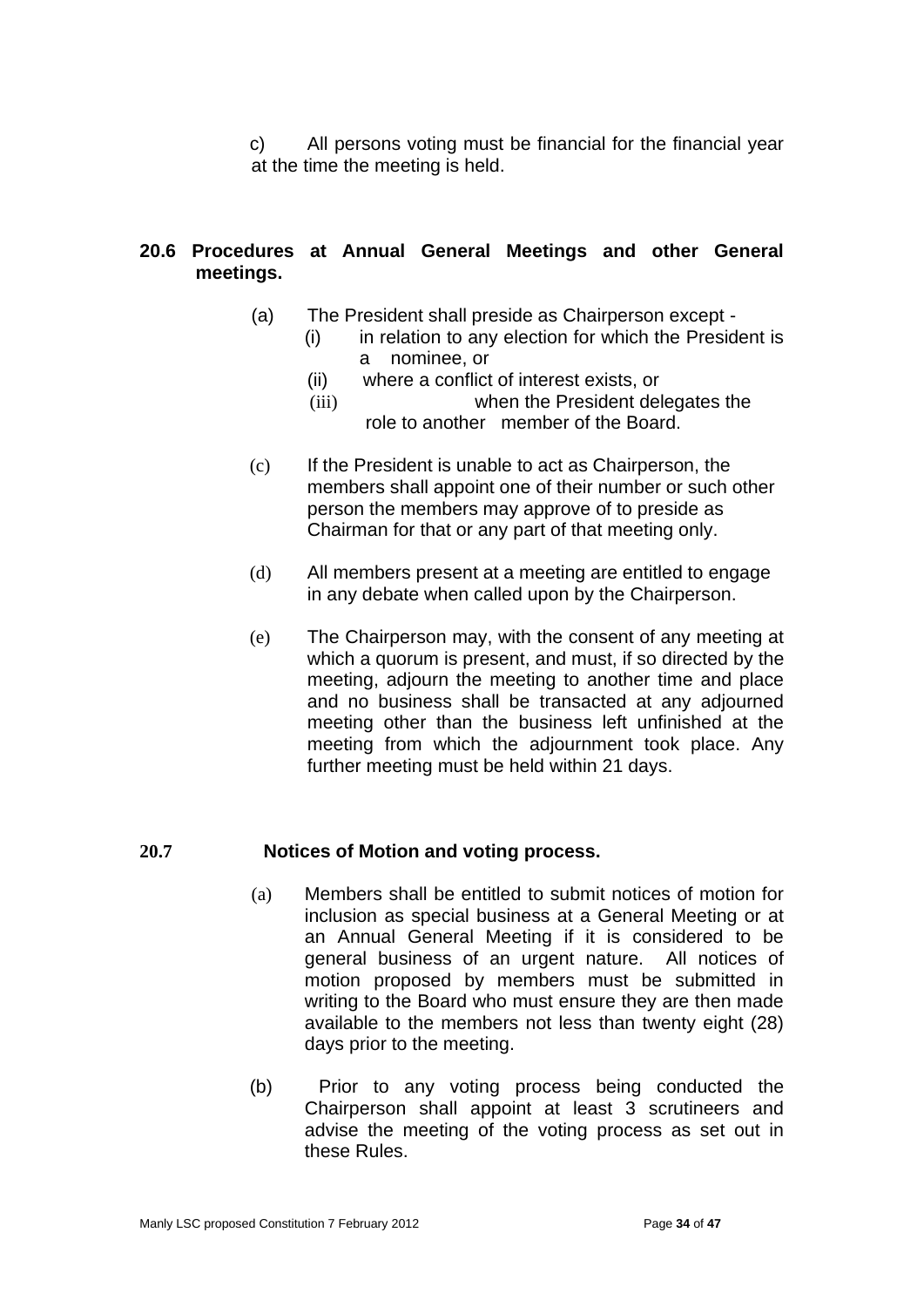c) All persons voting must be financial for the financial year at the time the meeting is held.

### 20.6 Procedures at Annual General Meetings and other General meetings.

(a) The President shall preside as Chairperson except -

(i) in relation to any election for which the President is a nominee, or

(ii) where a conflict of interest exists, or

(iii) when the President delegates the role to another member of the Board.

(c) If the President is unable to act as Chairperson, the members shall appoint one of their number or such other person the members may approve of to preside as Chairman for that or any part of that meeting only.

(d) All members present at a meeting are entitled to engage in any debate when called upon by the Chairperson.

(e) The Chairperson may, with the consent of any meeting at which a quorum is present, and must, if so directed by the meeting, adjourn the meeting to another time and place and no business shall be transacted at any adjourned meeting other than the business left unfinished at the meeting from which the adjournment took place. Any further meeting must be held within 21 days.

### 20.7 Notices of Motion and voting process.

(a) Members shall be entitled to submit notices of motion for inclusion as special business at a General Meeting or at an Annual General Meeting if it is considered to be general business of an urgent nature. All notices of motion proposed by members must be submitted in writing to the Board who must ensure they are then made available to the members not less than twenty eight (28) days prior to the meeting.

(b) Prior to any voting process being conducted the Chairperson shall appoint at least 3 scrutineers and advise the meeting of the voting process as set out in these Rules.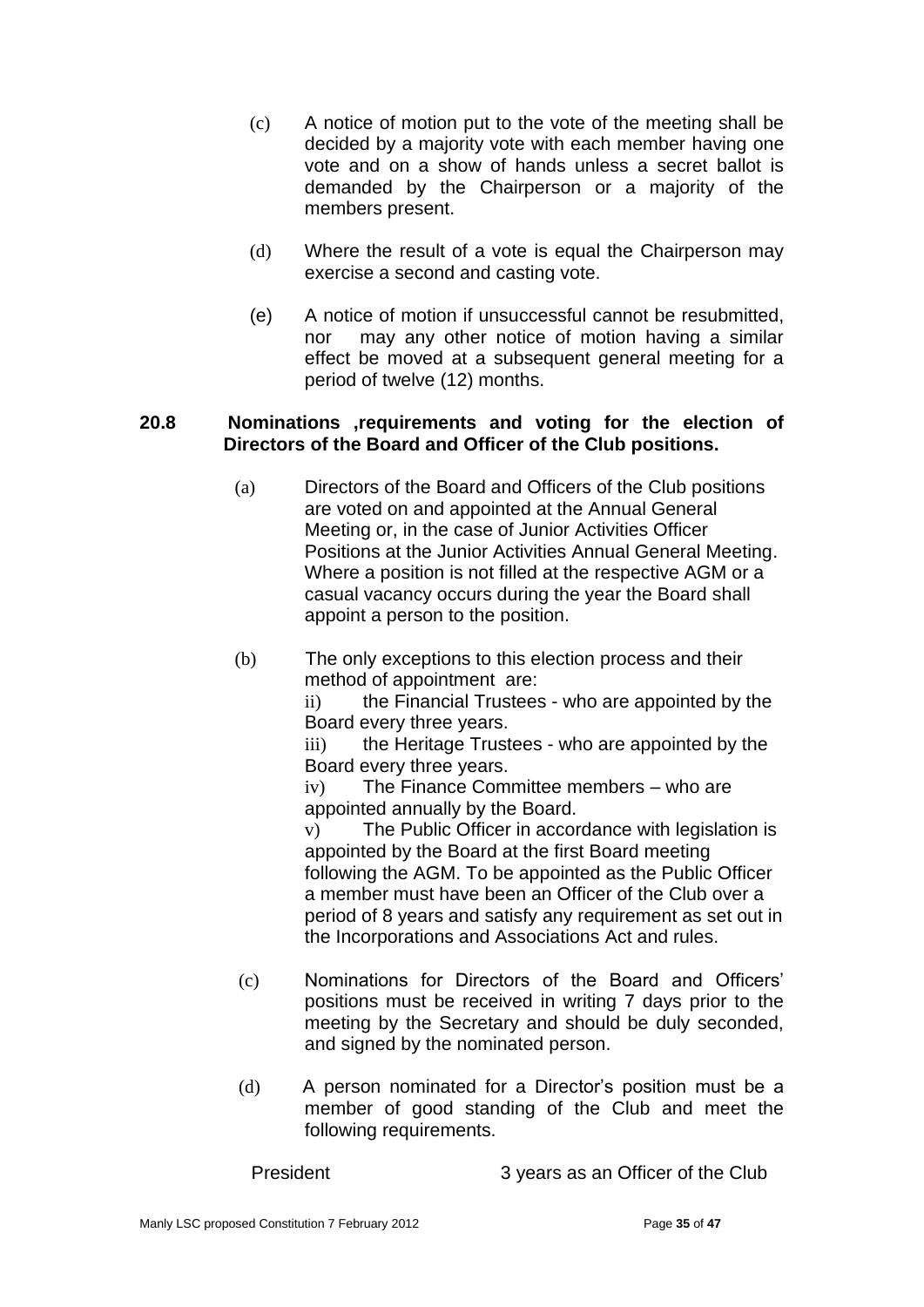(c) A notice of motion put to the vote of the meeting shall be decided by a majority vote with each member having one vote and on a show of hands unless a secret ballot is demanded by the Chairperson or a majority of the members present.

(d) Where the result of a vote is equal the Chairperson may exercise a second and casting vote.

(e) A notice of motion if unsuccessful cannot be resubmitted, nor may any other notice of motion having a similar effect be moved at a subsequent general meeting for a period of twelve (12) months.

**20.8 Nominations ,requirements and voting for the election of Directors of the Board and Officer of the Club positions.**

(a) Directors of the Board and Officers of the Club positions are voted on and appointed at the Annual General Meeting or, in the case of Junior Activities Officer Positions at the Junior Activities Annual General Meeting. Where a position is not filled at the respective AGM or a casual vacancy occurs during the year the Board shall appoint a person to the position.

(b) The only exceptions to this election process and their method of appointment are:

ii) the Financial Trustees - who are appointed by the Board every three years.

iii) the Heritage Trustees - who are appointed by the Board every three years.

iv) The Finance Committee members – who are appointed annually by the Board.

v) The Public Officer in accordance with legislation is appointed by the Board at the first Board meeting following the AGM. To be appointed as the Public Officer a member must have been an Officer of the Club over a period of 8 years and satisfy any requirement as set out in the Incorporations and Associations Act and rules.

(c) Nominations for Directors of the Board and Officers' positions must be received in writing 7 days prior to the meeting by the Secretary and should be duly seconded, and signed by the nominated person.

(d) A person nominated for a Director's position must be a member of good standing of the Club and meet the following requirements.

President 3 years as an Officer of the Club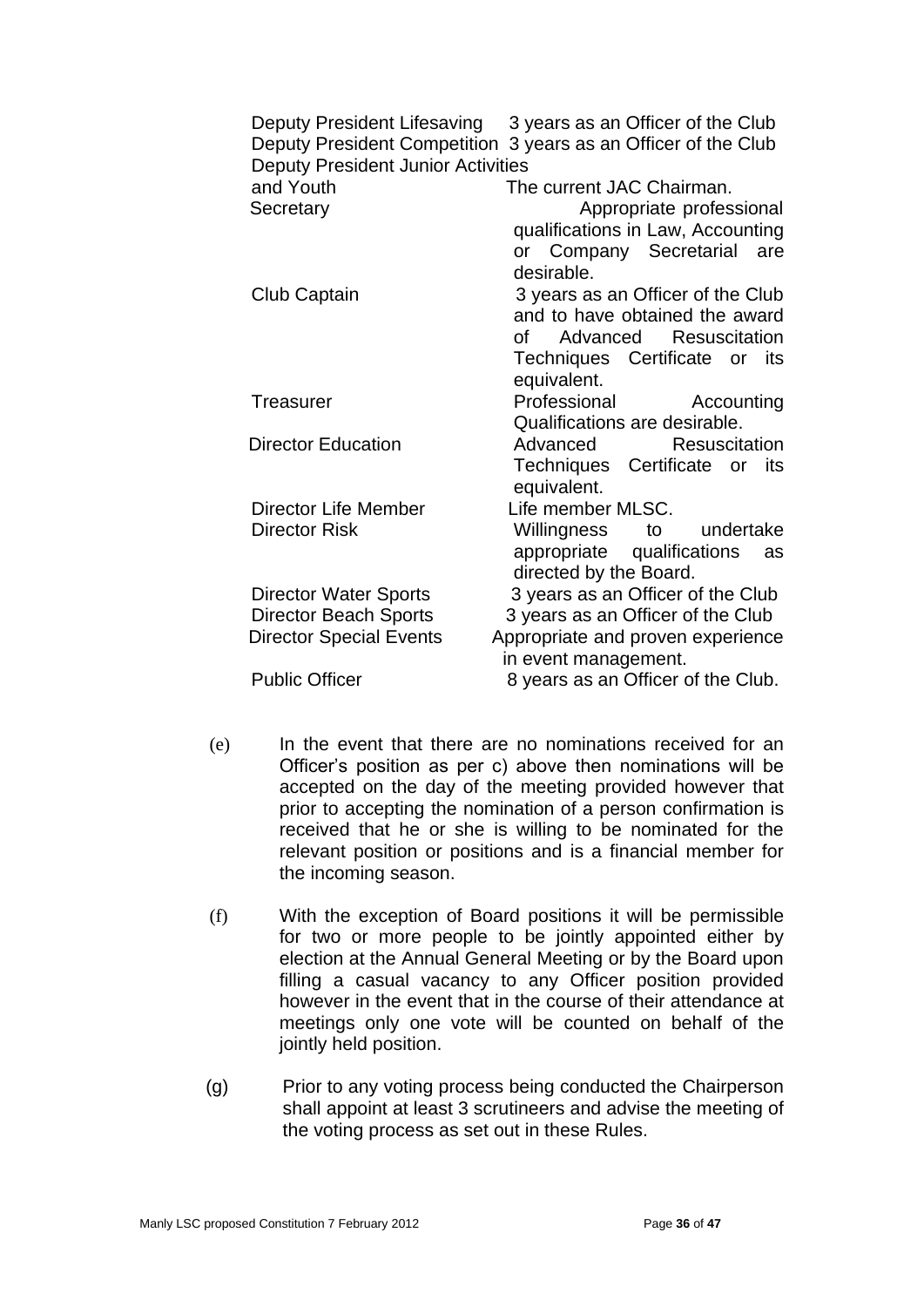| | |
|---|---|
| Deputy President Lifesaving | 3 years as an Officer of the Club |
| Deputy President Competition | 3 years as an Officer of the Club |
| Deputy President Junior Activities and Youth | The current JAC Chairman. |
| Secretary | Appropriate professional qualifications in Law, Accounting or Company Secretarial are desirable. |
| Club Captain | 3 years as an Officer of the Club and to have obtained the award of Advanced Resuscitation Techniques Certificate or its equivalent. |
| Treasurer | Professional Accounting Qualifications are desirable. |
| Director Education | Advanced Resuscitation Techniques Certificate or its equivalent. |
| Director Life Member | Life member MLSC. |
| Director Risk | Willingness to undertake appropriate qualifications as directed by the Board. |
| Director Water Sports | 3 years as an Officer of the Club |
| Director Beach Sports | 3 years as an Officer of the Club |
| Director Special Events | Appropriate and proven experience in event management. |
| Public Officer | 8 years as an Officer of the Club. |

(e) In the event that there are no nominations received for an Officer's position as per c) above then nominations will be accepted on the day of the meeting provided however that prior to accepting the nomination of a person confirmation is received that he or she is willing to be nominated for the relevant position or positions and is a financial member for the incoming season.

(f) With the exception of Board positions it will be permissible for two or more people to be jointly appointed either by election at the Annual General Meeting or by the Board upon filling a casual vacancy to any Officer position provided however in the event that in the course of their attendance at meetings only one vote will be counted on behalf of the jointly held position.

(g) Prior to any voting process being conducted the Chairperson shall appoint at least 3 scrutineers and advise the meeting of the voting process as set out in these Rules.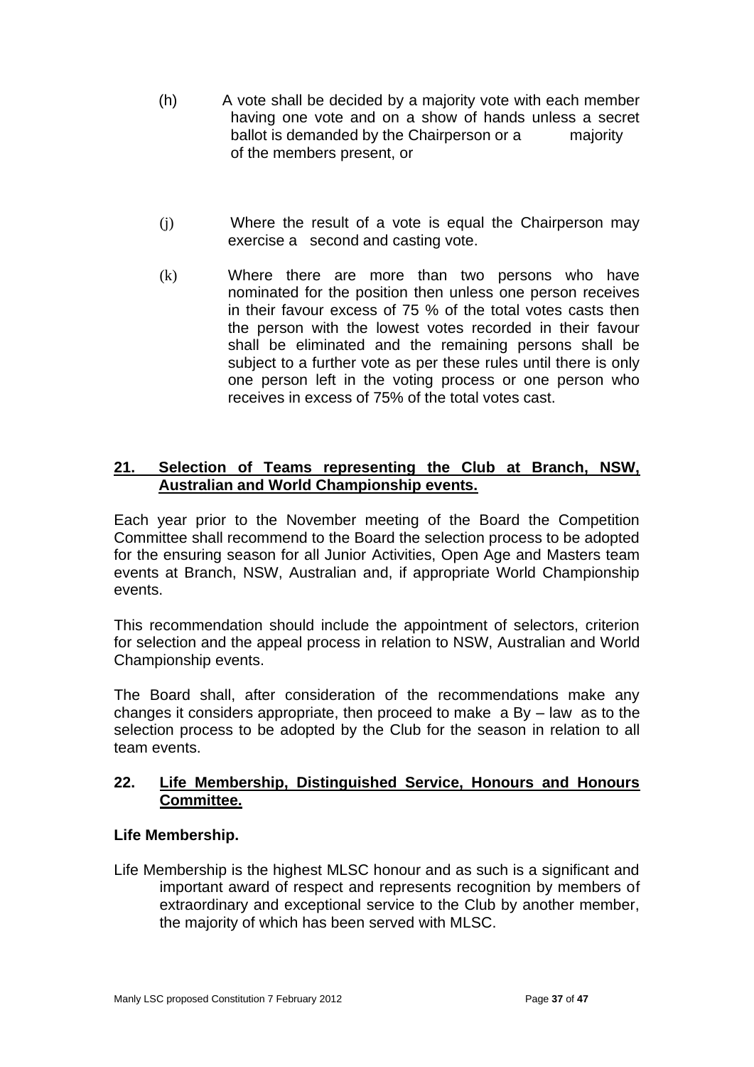(h) A vote shall be decided by a majority vote with each member having one vote and on a show of hands unless a secret ballot is demanded by the Chairperson or a majority of the members present, or

(j) Where the result of a vote is equal the Chairperson may exercise a second and casting vote.

(k) Where there are more than two persons who have nominated for the position then unless one person receives in their favour excess of 75 % of the total votes casts then the person with the lowest votes recorded in their favour shall be eliminated and the remaining persons shall be subject to a further vote as per these rules until there is only one person left in the voting process or one person who receives in excess of 75% of the total votes cast.

## 21. Selection of Teams representing the Club at Branch, NSW, Australian and World Championship events.

Each year prior to the November meeting of the Board the Competition Committee shall recommend to the Board the selection process to be adopted for the ensuring season for all Junior Activities, Open Age and Masters team events at Branch, NSW, Australian and, if appropriate World Championship events.

This recommendation should include the appointment of selectors, criterion for selection and the appeal process in relation to NSW, Australian and World Championship events.

The Board shall, after consideration of the recommendations make any changes it considers appropriate, then proceed to make a By – law as to the selection process to be adopted by the Club for the season in relation to all team events.

## 22. Life Membership, Distinguished Service, Honours and Honours Committee.

**Life Membership.**

Life Membership is the highest MLSC honour and as such is a significant and important award of respect and represents recognition by members of extraordinary and exceptional service to the Club by another member, the majority of which has been served with MLSC.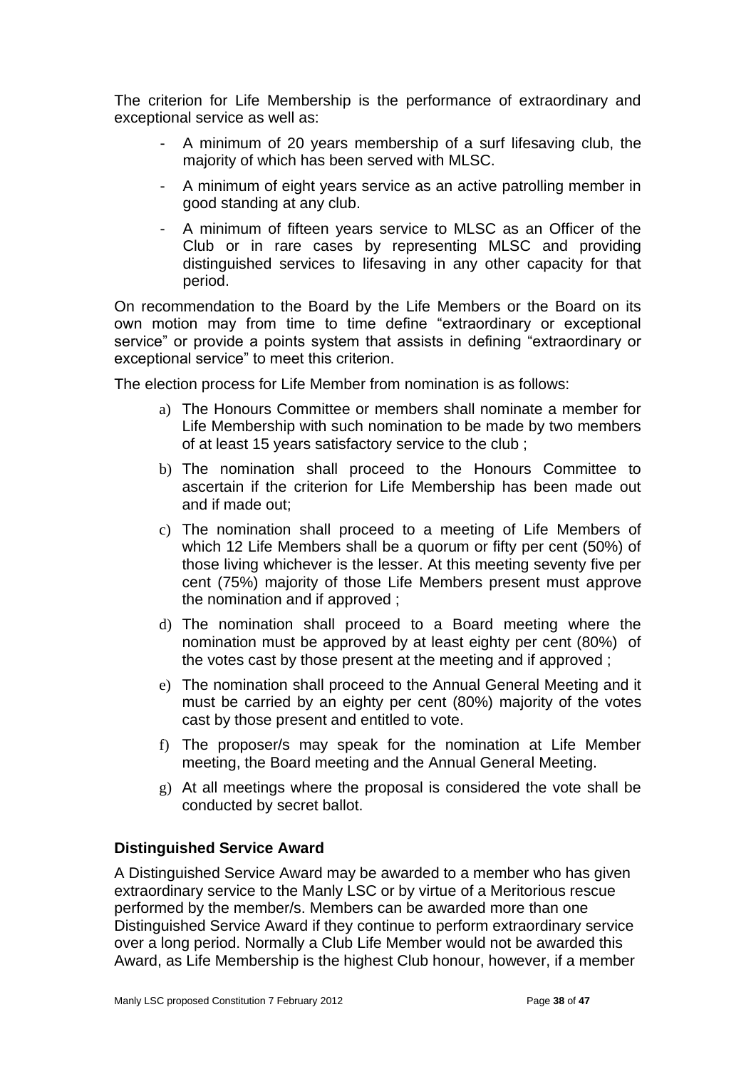The criterion for Life Membership is the performance of extraordinary and exceptional service as well as:

- A minimum of 20 years membership of a surf lifesaving club, the majority of which has been served with MLSC.
- A minimum of eight years service as an active patrolling member in good standing at any club.
- A minimum of fifteen years service to MLSC as an Officer of the Club or in rare cases by representing MLSC and providing distinguished services to lifesaving in any other capacity for that period.

On recommendation to the Board by the Life Members or the Board on its own motion may from time to time define "extraordinary or exceptional service" or provide a points system that assists in defining "extraordinary or exceptional service" to meet this criterion.

The election process for Life Member from nomination is as follows:

a) The Honours Committee or members shall nominate a member for Life Membership with such nomination to be made by two members of at least 15 years satisfactory service to the club ;

b) The nomination shall proceed to the Honours Committee to ascertain if the criterion for Life Membership has been made out and if made out;

c) The nomination shall proceed to a meeting of Life Members of which 12 Life Members shall be a quorum or fifty per cent (50%) of those living whichever is the lesser. At this meeting seventy five per cent (75%) majority of those Life Members present must approve the nomination and if approved ;

d) The nomination shall proceed to a Board meeting where the nomination must be approved by at least eighty per cent (80%) of the votes cast by those present at the meeting and if approved ;

e) The nomination shall proceed to the Annual General Meeting and it must be carried by an eighty per cent (80%) majority of the votes cast by those present and entitled to vote.

f) The proposer/s may speak for the nomination at Life Member meeting, the Board meeting and the Annual General Meeting.

g) At all meetings where the proposal is considered the vote shall be conducted by secret ballot.

### Distinguished Service Award

A Distinguished Service Award may be awarded to a member who has given extraordinary service to the Manly LSC or by virtue of a Meritorious rescue performed by the member/s. Members can be awarded more than one Distinguished Service Award if they continue to perform extraordinary service over a long period. Normally a Club Life Member would not be awarded this Award, as Life Membership is the highest Club honour, however, if a member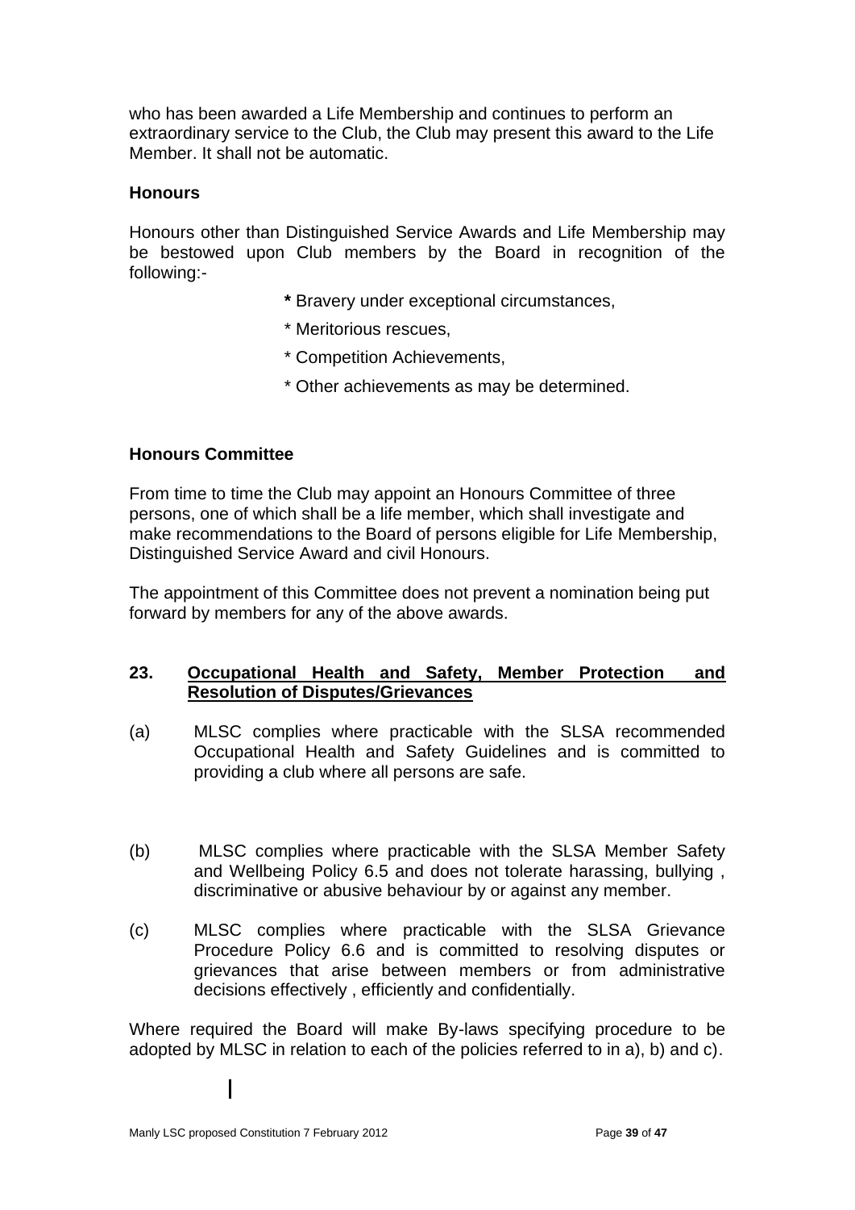who has been awarded a Life Membership and continues to perform an extraordinary service to the Club, the Club may present this award to the Life Member. It shall not be automatic.

**Honours**

Honours other than Distinguished Service Awards and Life Membership may be bestowed upon Club members by the Board in recognition of the following:-

- * Bravery under exceptional circumstances,
- * Meritorious rescues,
- * Competition Achievements,
- * Other achievements as may be determined.

**Honours Committee**

From time to time the Club may appoint an Honours Committee of three persons, one of which shall be a life member, which shall investigate and make recommendations to the Board of persons eligible for Life Membership, Distinguished Service Award and civil Honours.

The appointment of this Committee does not prevent a nomination being put forward by members for any of the above awards.

**23. <u>Occupational Health and Safety, Member Protection and Resolution of Disputes/Grievances</u>**

(a) MLSC complies where practicable with the SLSA recommended Occupational Health and Safety Guidelines and is committed to providing a club where all persons are safe.

(b) MLSC complies where practicable with the SLSA Member Safety and Wellbeing Policy 6.5 and does not tolerate harassing, bullying , discriminative or abusive behaviour by or against any member.

(c) MLSC complies where practicable with the SLSA Grievance Procedure Policy 6.6 and is committed to resolving disputes or grievances that arise between members or from administrative decisions effectively , efficiently and confidentially.

Where required the Board will make By-laws specifying procedure to be adopted by MLSC in relation to each of the policies referred to in a), b) and c).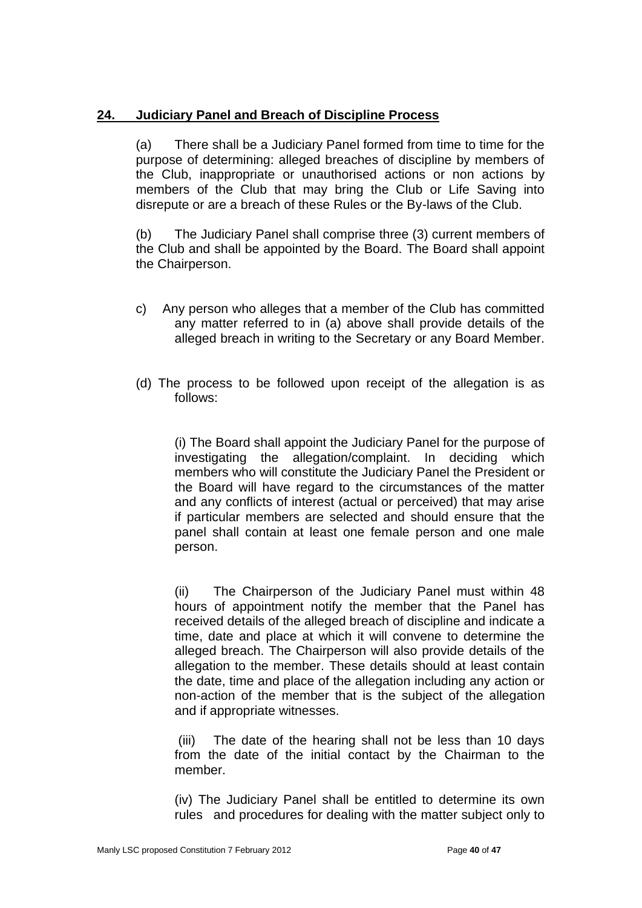## 24. Judiciary Panel and Breach of Discipline Process

(a) There shall be a Judiciary Panel formed from time to time for the purpose of determining: alleged breaches of discipline by members of the Club, inappropriate or unauthorised actions or non actions by members of the Club that may bring the Club or Life Saving into disrepute or are a breach of these Rules or the By-laws of the Club.

(b) The Judiciary Panel shall comprise three (3) current members of the Club and shall be appointed by the Board. The Board shall appoint the Chairperson.

c) Any person who alleges that a member of the Club has committed any matter referred to in (a) above shall provide details of the alleged breach in writing to the Secretary or any Board Member.

(d) The process to be followed upon receipt of the allegation is as follows:

(i) The Board shall appoint the Judiciary Panel for the purpose of investigating the allegation/complaint. In deciding which members who will constitute the Judiciary Panel the President or the Board will have regard to the circumstances of the matter and any conflicts of interest (actual or perceived) that may arise if particular members are selected and should ensure that the panel shall contain at least one female person and one male person.

(ii) The Chairperson of the Judiciary Panel must within 48 hours of appointment notify the member that the Panel has received details of the alleged breach of discipline and indicate a time, date and place at which it will convene to determine the alleged breach. The Chairperson will also provide details of the allegation to the member. These details should at least contain the date, time and place of the allegation including any action or non-action of the member that is the subject of the allegation and if appropriate witnesses.

(iii) The date of the hearing shall not be less than 10 days from the date of the initial contact by the Chairman to the member.

(iv) The Judiciary Panel shall be entitled to determine its own rules and procedures for dealing with the matter subject only to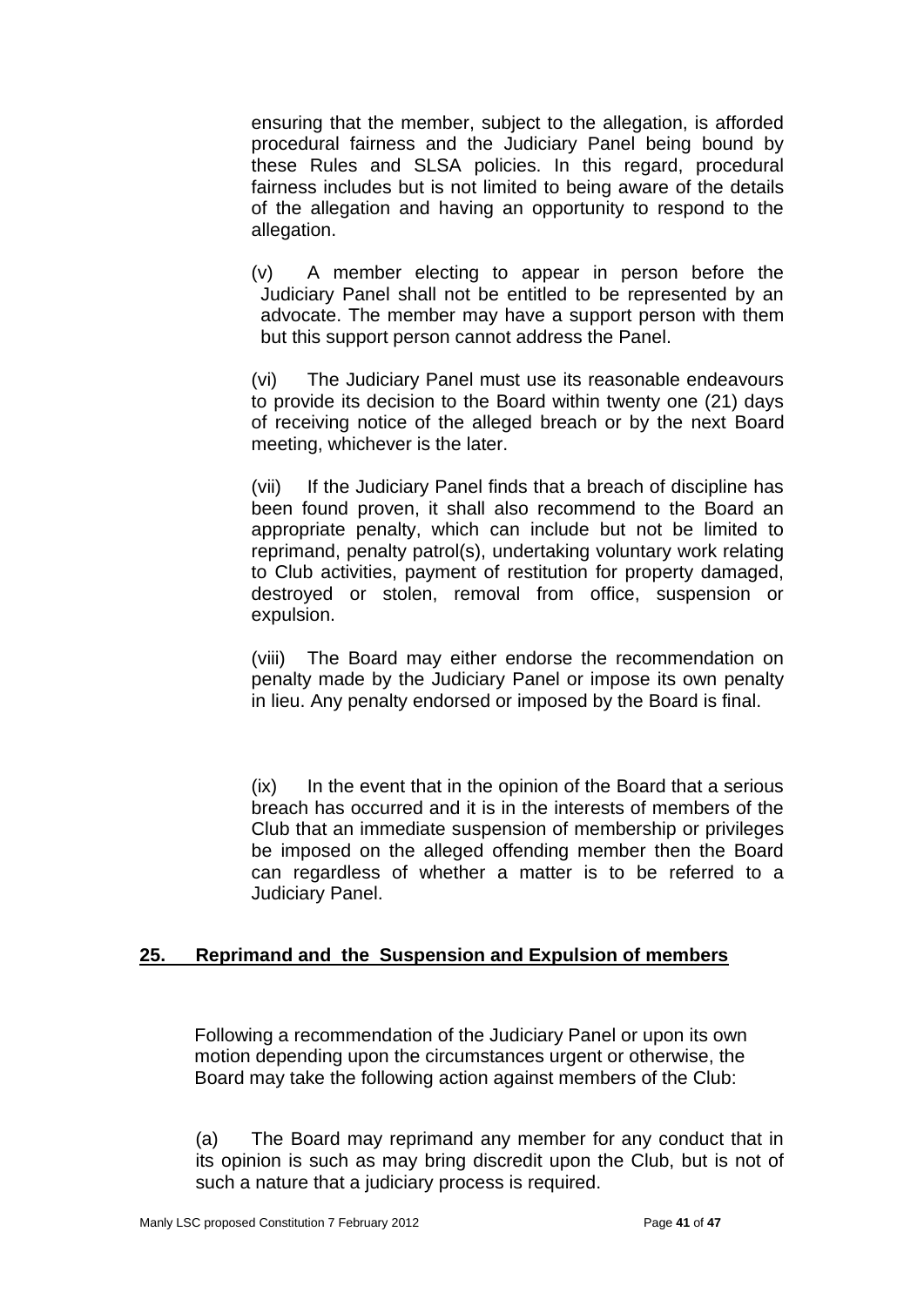ensuring that the member, subject to the allegation, is afforded procedural fairness and the Judiciary Panel being bound by these Rules and SLSA policies. In this regard, procedural fairness includes but is not limited to being aware of the details of the allegation and having an opportunity to respond to the allegation.

(v) A member electing to appear in person before the Judiciary Panel shall not be entitled to be represented by an advocate. The member may have a support person with them but this support person cannot address the Panel.

(vi) The Judiciary Panel must use its reasonable endeavours to provide its decision to the Board within twenty one (21) days of receiving notice of the alleged breach or by the next Board meeting, whichever is the later.

(vii) If the Judiciary Panel finds that a breach of discipline has been found proven, it shall also recommend to the Board an appropriate penalty, which can include but not be limited to reprimand, penalty patrol(s), undertaking voluntary work relating to Club activities, payment of restitution for property damaged, destroyed or stolen, removal from office, suspension or expulsion.

(viii) The Board may either endorse the recommendation on penalty made by the Judiciary Panel or impose its own penalty in lieu. Any penalty endorsed or imposed by the Board is final.

(ix) In the event that in the opinion of the Board that a serious breach has occurred and it is in the interests of members of the Club that an immediate suspension of membership or privileges be imposed on the alleged offending member then the Board can regardless of whether a matter is to be referred to a Judiciary Panel.

## 25. Reprimand and the Suspension and Expulsion of members

Following a recommendation of the Judiciary Panel or upon its own motion depending upon the circumstances urgent or otherwise, the Board may take the following action against members of the Club:

(a) The Board may reprimand any member for any conduct that in its opinion is such as may bring discredit upon the Club, but is not of such a nature that a judiciary process is required.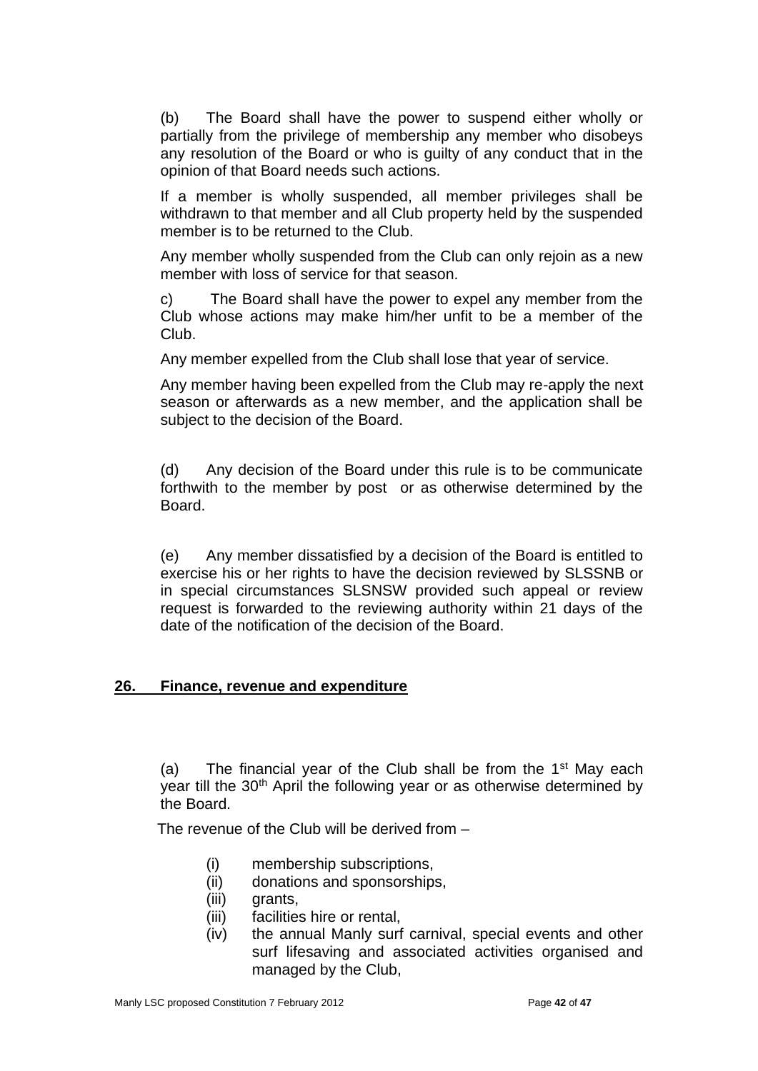(b) The Board shall have the power to suspend either wholly or partially from the privilege of membership any member who disobeys any resolution of the Board or who is guilty of any conduct that in the opinion of that Board needs such actions.

If a member is wholly suspended, all member privileges shall be withdrawn to that member and all Club property held by the suspended member is to be returned to the Club.

Any member wholly suspended from the Club can only rejoin as a new member with loss of service for that season.

c) The Board shall have the power to expel any member from the Club whose actions may make him/her unfit to be a member of the Club.

Any member expelled from the Club shall lose that year of service.

Any member having been expelled from the Club may re-apply the next season or afterwards as a new member, and the application shall be subject to the decision of the Board.

(d) Any decision of the Board under this rule is to be communicate forthwith to the member by post or as otherwise determined by the Board.

(e) Any member dissatisfied by a decision of the Board is entitled to exercise his or her rights to have the decision reviewed by SLSSNB or in special circumstances SLSNSW provided such appeal or review request is forwarded to the reviewing authority within 21 days of the date of the notification of the decision of the Board.

## 26. Finance, revenue and expenditure

(a) The financial year of the Club shall be from the 1st May each year till the 30th April the following year or as otherwise determined by the Board.

The revenue of the Club will be derived from –

- (i) membership subscriptions,
- (ii) donations and sponsorships,
- (iii) grants,
- (iii) facilities hire or rental,
- (iv) the annual Manly surf carnival, special events and other surf lifesaving and associated activities organised and managed by the Club,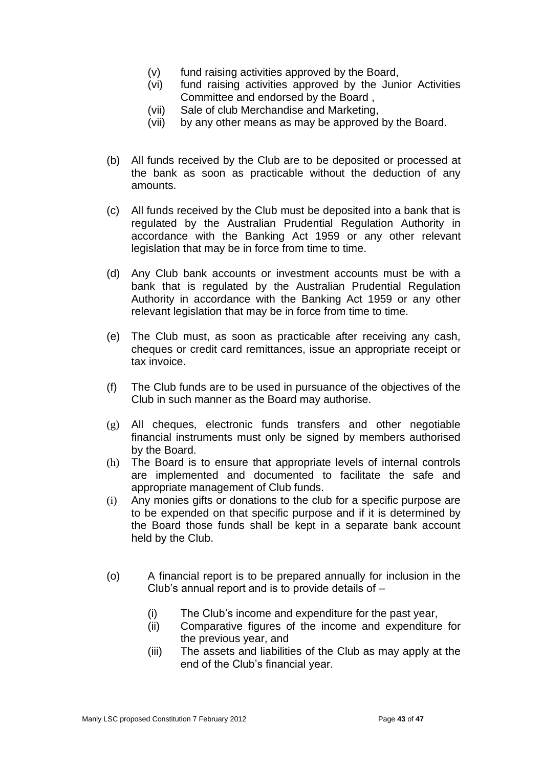(v) fund raising activities approved by the Board,

(vi) fund raising activities approved by the Junior Activities Committee and endorsed by the Board ,

(vii) Sale of club Merchandise and Marketing,

(vii) by any other means as may be approved by the Board.

(b) All funds received by the Club are to be deposited or processed at the bank as soon as practicable without the deduction of any amounts.

(c) All funds received by the Club must be deposited into a bank that is regulated by the Australian Prudential Regulation Authority in accordance with the Banking Act 1959 or any other relevant legislation that may be in force from time to time.

(d) Any Club bank accounts or investment accounts must be with a bank that is regulated by the Australian Prudential Regulation Authority in accordance with the Banking Act 1959 or any other relevant legislation that may be in force from time to time.

(e) The Club must, as soon as practicable after receiving any cash, cheques or credit card remittances, issue an appropriate receipt or tax invoice.

(f) The Club funds are to be used in pursuance of the objectives of the Club in such manner as the Board may authorise.

(g) All cheques, electronic funds transfers and other negotiable financial instruments must only be signed by members authorised by the Board.

(h) The Board is to ensure that appropriate levels of internal controls are implemented and documented to facilitate the safe and appropriate management of Club funds.

(i) Any monies gifts or donations to the club for a specific purpose are to be expended on that specific purpose and if it is determined by the Board those funds shall be kept in a separate bank account held by the Club.

(o) A financial report is to be prepared annually for inclusion in the Club's annual report and is to provide details of –

(i) The Club's income and expenditure for the past year,

(ii) Comparative figures of the income and expenditure for the previous year, and

(iii) The assets and liabilities of the Club as may apply at the end of the Club's financial year.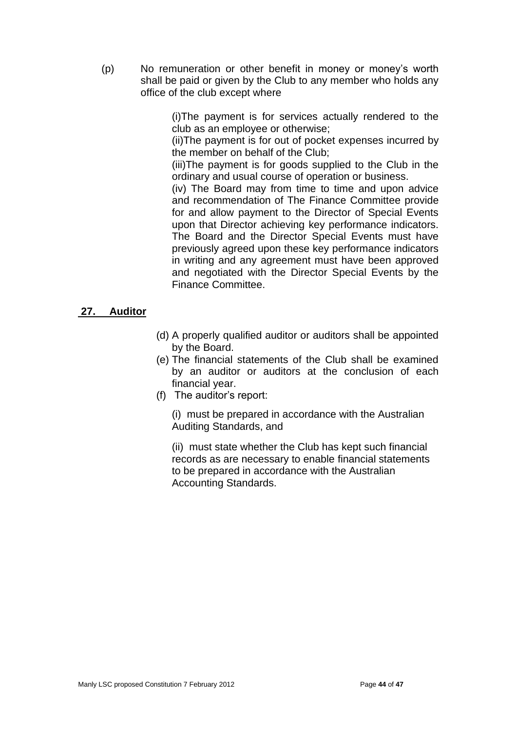(p) No remuneration or other benefit in money or money's worth shall be paid or given by the Club to any member who holds any office of the club except where

(i)The payment is for services actually rendered to the club as an employee or otherwise;
(ii)The payment is for out of pocket expenses incurred by the member on behalf of the Club;
(iii)The payment is for goods supplied to the Club in the ordinary and usual course of operation or business.
(iv) The Board may from time to time and upon advice and recommendation of The Finance Committee provide for and allow payment to the Director of Special Events upon that Director achieving key performance indicators. The Board and the Director Special Events must have previously agreed upon these key performance indicators in writing and any agreement must have been approved and negotiated with the Director Special Events by the Finance Committee.

## 27. Auditor

(d) A properly qualified auditor or auditors shall be appointed by the Board.

(e) The financial statements of the Club shall be examined by an auditor or auditors at the conclusion of each financial year.

(f) The auditor's report:

(i) must be prepared in accordance with the Australian Auditing Standards, and

(ii) must state whether the Club has kept such financial records as are necessary to enable financial statements to be prepared in accordance with the Australian Accounting Standards.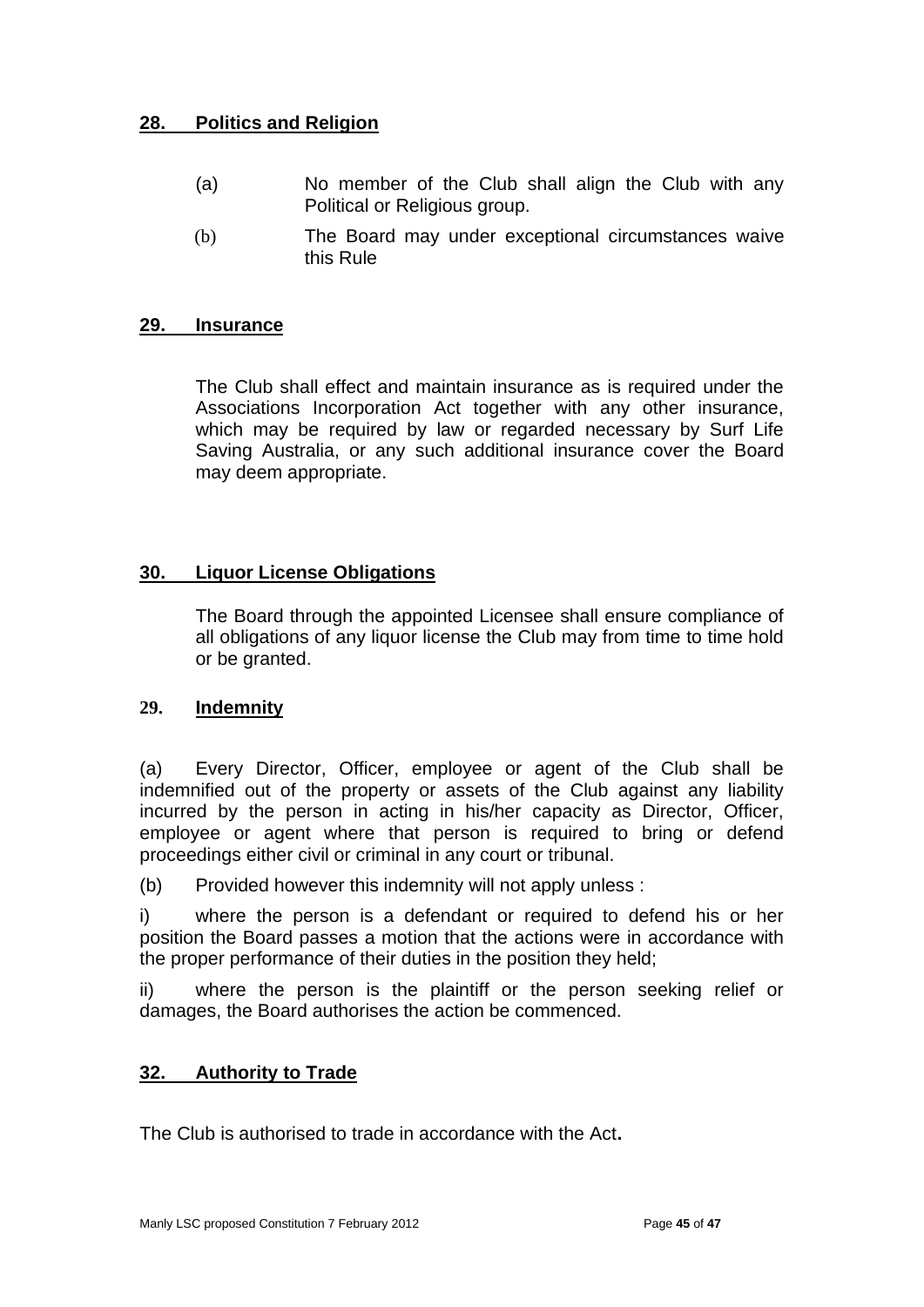## 28. Politics and Religion

(a) No member of the Club shall align the Club with any Political or Religious group.

(b) The Board may under exceptional circumstances waive this Rule

## 29. Insurance

The Club shall effect and maintain insurance as is required under the Associations Incorporation Act together with any other insurance, which may be required by law or regarded necessary by Surf Life Saving Australia, or any such additional insurance cover the Board may deem appropriate.

## 30. Liquor License Obligations

The Board through the appointed Licensee shall ensure compliance of all obligations of any liquor license the Club may from time to time hold or be granted.

## 29. Indemnity

(a) Every Director, Officer, employee or agent of the Club shall be indemnified out of the property or assets of the Club against any liability incurred by the person in acting in his/her capacity as Director, Officer, employee or agent where that person is required to bring or defend proceedings either civil or criminal in any court or tribunal.

(b) Provided however this indemnity will not apply unless :

i) where the person is a defendant or required to defend his or her position the Board passes a motion that the actions were in accordance with the proper performance of their duties in the position they held;

ii) where the person is the plaintiff or the person seeking relief or damages, the Board authorises the action be commenced.

## 32. Authority to Trade

The Club is authorised to trade in accordance with the Act**.**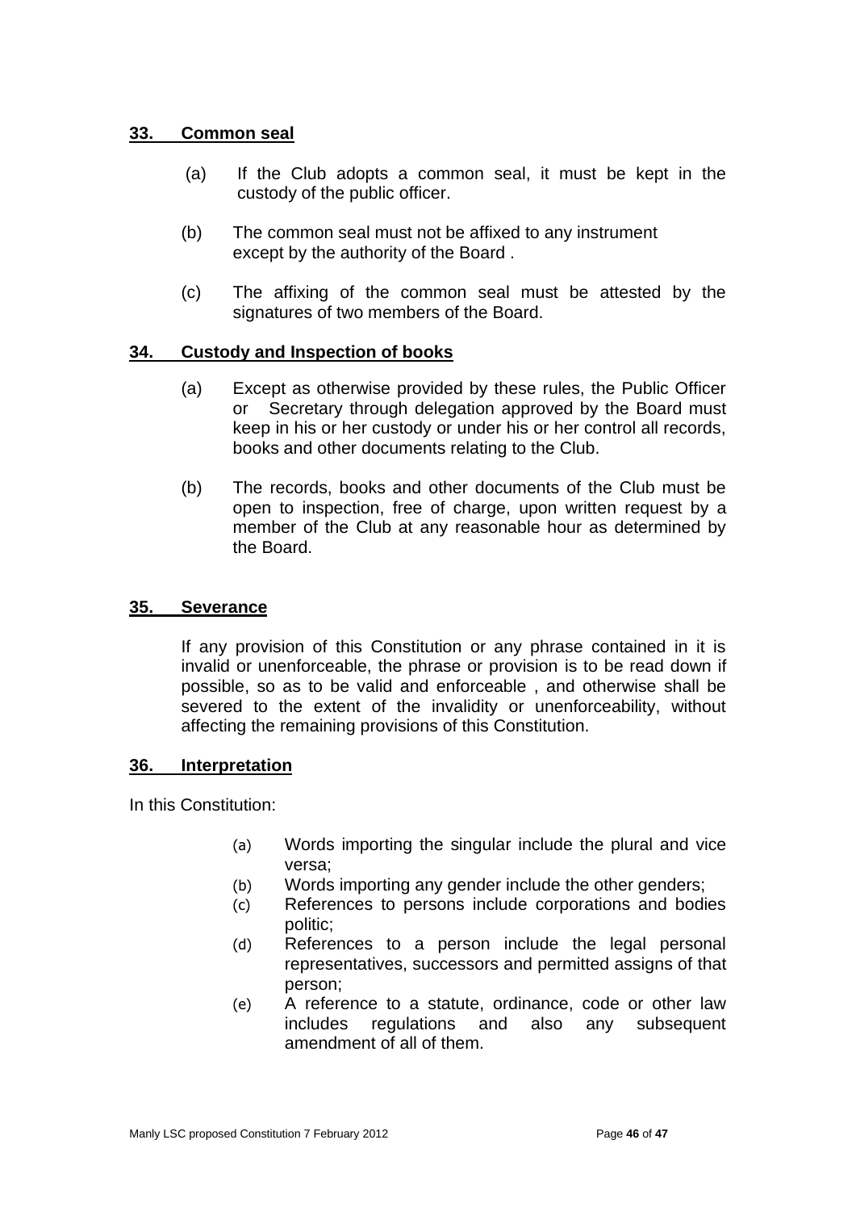**33. Common seal**

(a) If the Club adopts a common seal, it must be kept in the custody of the public officer.

(b) The common seal must not be affixed to any instrument except by the authority of the Board .

(c) The affixing of the common seal must be attested by the signatures of two members of the Board.

**34. Custody and Inspection of books**

(a) Except as otherwise provided by these rules, the Public Officer or Secretary through delegation approved by the Board must keep in his or her custody or under his or her control all records, books and other documents relating to the Club.

(b) The records, books and other documents of the Club must be open to inspection, free of charge, upon written request by a member of the Club at any reasonable hour as determined by the Board.

**35. Severance**

If any provision of this Constitution or any phrase contained in it is invalid or unenforceable, the phrase or provision is to be read down if possible, so as to be valid and enforceable , and otherwise shall be severed to the extent of the invalidity or unenforceability, without affecting the remaining provisions of this Constitution.

**36. Interpretation**

In this Constitution:

(a) Words importing the singular include the plural and vice versa;
(b) Words importing any gender include the other genders;
(c) References to persons include corporations and bodies politic;
(d) References to a person include the legal personal representatives, successors and permitted assigns of that person;
(e) A reference to a statute, ordinance, code or other law includes regulations and also any subsequent amendment of all of them.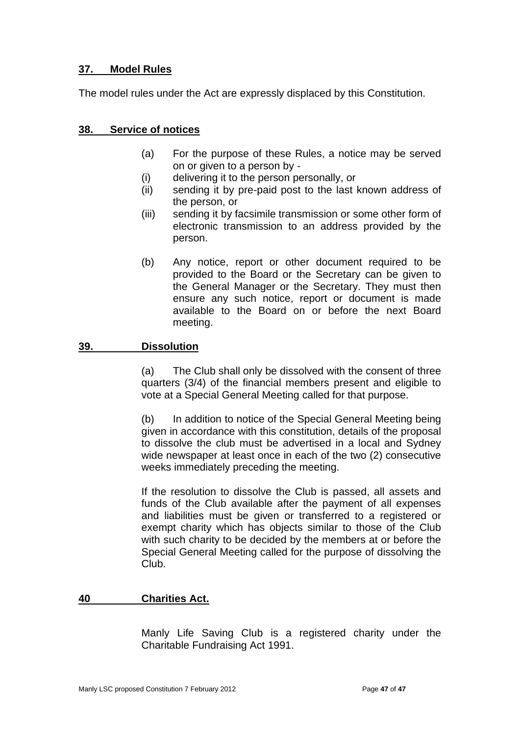## 37. Model Rules

The model rules under the Act are expressly displaced by this Constitution.

## 38. Service of notices

(a) For the purpose of these Rules, a notice may be served on or given to a person by -

(i) delivering it to the person personally, or

(ii) sending it by pre-paid post to the last known address of the person, or

(iii) sending it by facsimile transmission or some other form of electronic transmission to an address provided by the person.

(b) Any notice, report or other document required to be provided to the Board or the Secretary can be given to the General Manager or the Secretary. They must then ensure any such notice, report or document is made available to the Board on or before the next Board meeting.

## 39. Dissolution

(a) The Club shall only be dissolved with the consent of three quarters (3/4) of the financial members present and eligible to vote at a Special General Meeting called for that purpose.

(b) In addition to notice of the Special General Meeting being given in accordance with this constitution, details of the proposal to dissolve the club must be advertised in a local and Sydney wide newspaper at least once in each of the two (2) consecutive weeks immediately preceding the meeting.

If the resolution to dissolve the Club is passed, all assets and funds of the Club available after the payment of all expenses and liabilities must be given or transferred to a registered or exempt charity which has objects similar to those of the Club with such charity to be decided by the members at or before the Special General Meeting called for the purpose of dissolving the Club.

## 40 Charities Act.

Manly Life Saving Club is a registered charity under the Charitable Fundraising Act 1991.